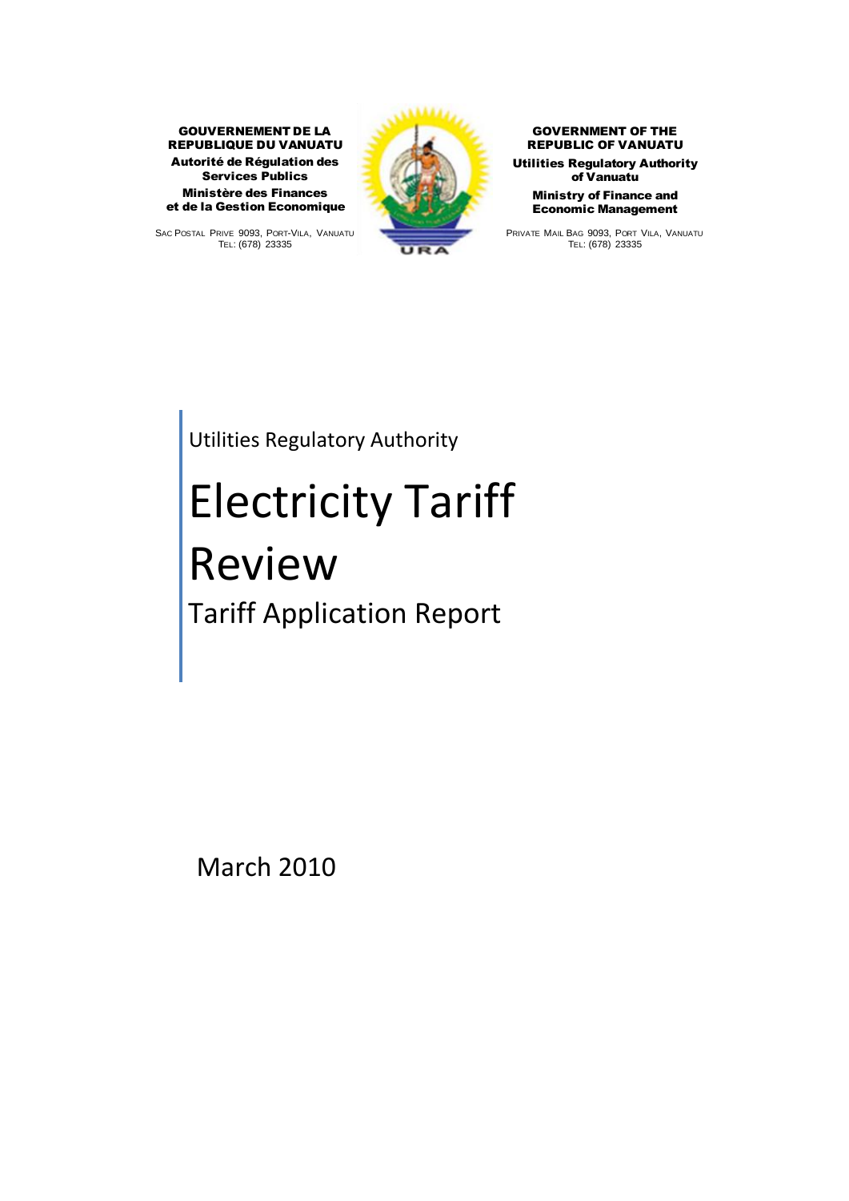**GOUVERNEMENT DE LA REPUBLIQUE DU VANUATU**
**Autorité de Régulation des Services Publics**
**Ministère des Finances et de la Gestion Economique**

SAC POSTAL PRIVE 9093, PORT-VILA, VANUATU
TEL: (678) 23335

**GOVERNMENT OF THE REPUBLIC OF VANUATU**
**Utilities Regulatory Authority of Vanuatu**
**Ministry of Finance and Economic Management**

PRIVATE MAIL BAG 9093, PORT VILA, VANUATU
TEL: (678) 23335

Utilities Regulatory Authority

# Electricity Tariff Review

## Tariff Application Report

March 2010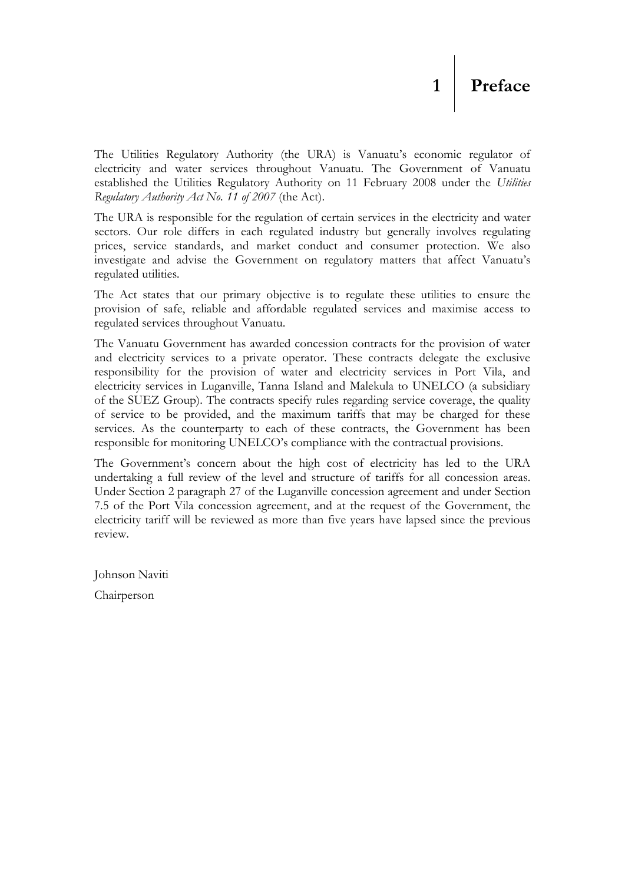# 1 Preface

The Utilities Regulatory Authority (the URA) is Vanuatu's economic regulator of electricity and water services throughout Vanuatu. The Government of Vanuatu established the Utilities Regulatory Authority on 11 February 2008 under the *Utilities Regulatory Authority Act No. 11 of 2007* (the Act).

The URA is responsible for the regulation of certain services in the electricity and water sectors. Our role differs in each regulated industry but generally involves regulating prices, service standards, and market conduct and consumer protection. We also investigate and advise the Government on regulatory matters that affect Vanuatu's regulated utilities.

The Act states that our primary objective is to regulate these utilities to ensure the provision of safe, reliable and affordable regulated services and maximise access to regulated services throughout Vanuatu.

The Vanuatu Government has awarded concession contracts for the provision of water and electricity services to a private operator. These contracts delegate the exclusive responsibility for the provision of water and electricity services in Port Vila, and electricity services in Luganville, Tanna Island and Malekula to UNELCO (a subsidiary of the SUEZ Group). The contracts specify rules regarding service coverage, the quality of service to be provided, and the maximum tariffs that may be charged for these services. As the counterparty to each of these contracts, the Government has been responsible for monitoring UNELCO's compliance with the contractual provisions.

The Government's concern about the high cost of electricity has led to the URA undertaking a full review of the level and structure of tariffs for all concession areas. Under Section 2 paragraph 27 of the Luganville concession agreement and under Section 7.5 of the Port Vila concession agreement, and at the request of the Government, the electricity tariff will be reviewed as more than five years have lapsed since the previous review.

Johnson Naviti

Chairperson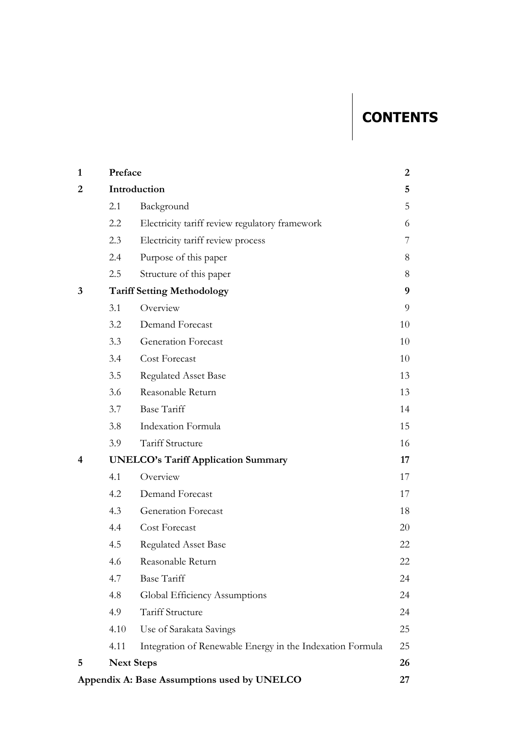# CONTENTS

| | | | |
|---|---|---|---|
| **1** | **Preface** | | **2** |
| **2** | **Introduction** | | **5** |
| | 2.1 | Background | 5 |
| | 2.2 | Electricity tariff review regulatory framework | 6 |
| | 2.3 | Electricity tariff review process | 7 |
| | 2.4 | Purpose of this paper | 8 |
| | 2.5 | Structure of this paper | 8 |
| **3** | **Tariff Setting Methodology** | | **9** |
| | 3.1 | Overview | 9 |
| | 3.2 | Demand Forecast | 10 |
| | 3.3 | Generation Forecast | 10 |
| | 3.4 | Cost Forecast | 10 |
| | 3.5 | Regulated Asset Base | 13 |
| | 3.6 | Reasonable Return | 13 |
| | 3.7 | Base Tariff | 14 |
| | 3.8 | Indexation Formula | 15 |
| | 3.9 | Tariff Structure | 16 |
| **4** | **UNELCO's Tariff Application Summary** | | **17** |
| | 4.1 | Overview | 17 |
| | 4.2 | Demand Forecast | 17 |
| | 4.3 | Generation Forecast | 18 |
| | 4.4 | Cost Forecast | 20 |
| | 4.5 | Regulated Asset Base | 22 |
| | 4.6 | Reasonable Return | 22 |
| | 4.7 | Base Tariff | 24 |
| | 4.8 | Global Efficiency Assumptions | 24 |
| | 4.9 | Tariff Structure | 24 |
| | 4.10 | Use of Sarakata Savings | 25 |
| | 4.11 | Integration of Renewable Energy in the Indexation Formula | 25 |
| **5** | **Next Steps** | | **26** |
| **Appendix A: Base Assumptions used by UNELCO** | | | **27** |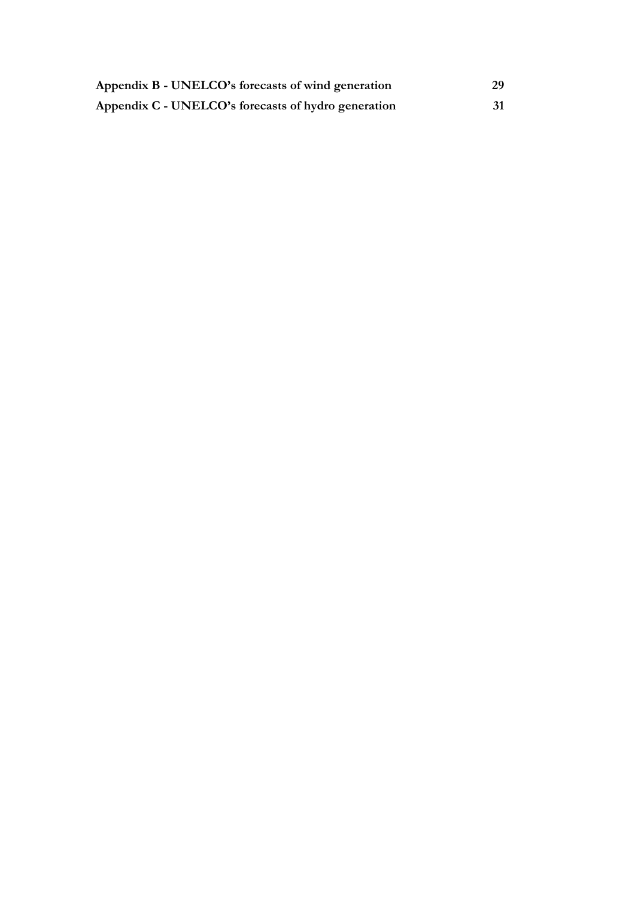**Appendix B - UNELCO's forecasts of wind generation** 29

**Appendix C - UNELCO's forecasts of hydro generation** 31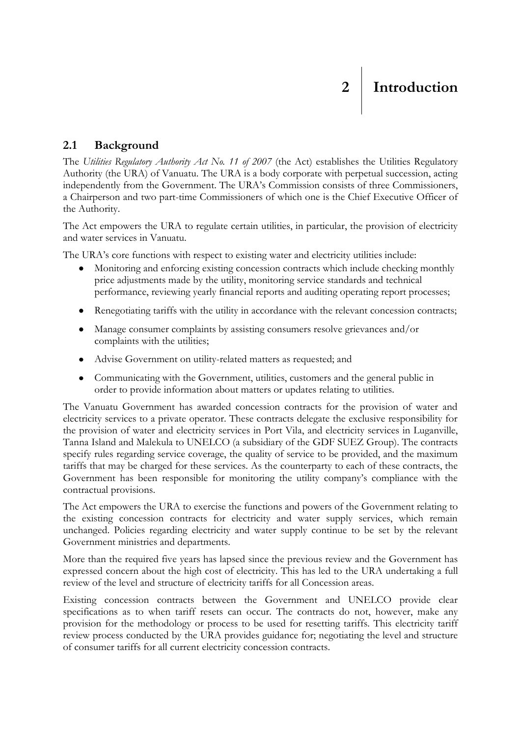# 2 Introduction

## 2.1 Background

The *Utilities Regulatory Authority Act No. 11 of 2007* (the Act) establishes the Utilities Regulatory Authority (the URA) of Vanuatu. The URA is a body corporate with perpetual succession, acting independently from the Government. The URA's Commission consists of three Commissioners, a Chairperson and two part-time Commissioners of which one is the Chief Executive Officer of the Authority.

The Act empowers the URA to regulate certain utilities, in particular, the provision of electricity and water services in Vanuatu.

The URA's core functions with respect to existing water and electricity utilities include:

- Monitoring and enforcing existing concession contracts which include checking monthly price adjustments made by the utility, monitoring service standards and technical performance, reviewing yearly financial reports and auditing operating report processes;
- Renegotiating tariffs with the utility in accordance with the relevant concession contracts;
- Manage consumer complaints by assisting consumers resolve grievances and/or complaints with the utilities;
- Advise Government on utility-related matters as requested; and
- Communicating with the Government, utilities, customers and the general public in order to provide information about matters or updates relating to utilities.

The Vanuatu Government has awarded concession contracts for the provision of water and electricity services to a private operator. These contracts delegate the exclusive responsibility for the provision of water and electricity services in Port Vila, and electricity services in Luganville, Tanna Island and Malekula to UNELCO (a subsidiary of the GDF SUEZ Group). The contracts specify rules regarding service coverage, the quality of service to be provided, and the maximum tariffs that may be charged for these services. As the counterparty to each of these contracts, the Government has been responsible for monitoring the utility company's compliance with the contractual provisions.

The Act empowers the URA to exercise the functions and powers of the Government relating to the existing concession contracts for electricity and water supply services, which remain unchanged. Policies regarding electricity and water supply continue to be set by the relevant Government ministries and departments.

More than the required five years has lapsed since the previous review and the Government has expressed concern about the high cost of electricity. This has led to the URA undertaking a full review of the level and structure of electricity tariffs for all Concession areas.

Existing concession contracts between the Government and UNELCO provide clear specifications as to when tariff resets can occur. The contracts do not, however, make any provision for the methodology or process to be used for resetting tariffs. This electricity tariff review process conducted by the URA provides guidance for; negotiating the level and structure of consumer tariffs for all current electricity concession contracts.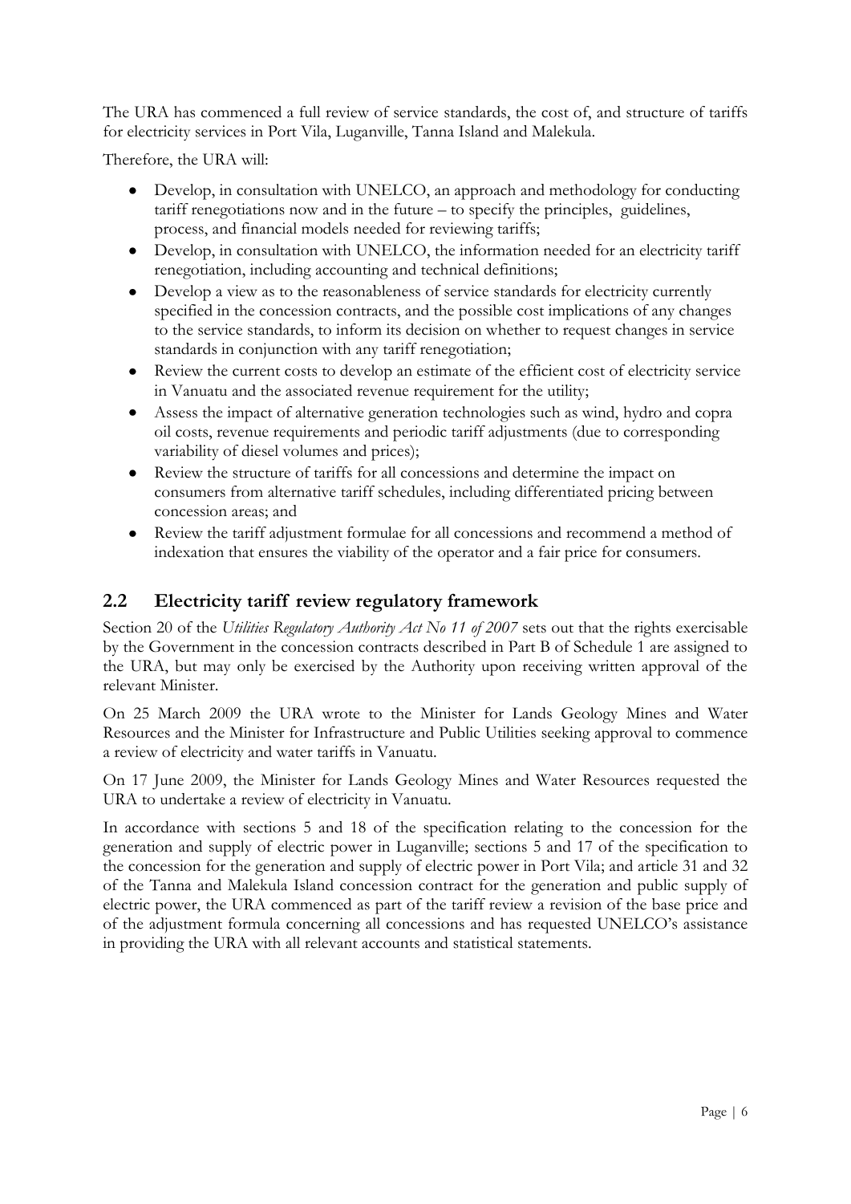The URA has commenced a full review of service standards, the cost of, and structure of tariffs for electricity services in Port Vila, Luganville, Tanna Island and Malekula.

Therefore, the URA will:

- Develop, in consultation with UNELCO, an approach and methodology for conducting tariff renegotiations now and in the future – to specify the principles, guidelines, process, and financial models needed for reviewing tariffs;
- Develop, in consultation with UNELCO, the information needed for an electricity tariff renegotiation, including accounting and technical definitions;
- Develop a view as to the reasonableness of service standards for electricity currently specified in the concession contracts, and the possible cost implications of any changes to the service standards, to inform its decision on whether to request changes in service standards in conjunction with any tariff renegotiation;
- Review the current costs to develop an estimate of the efficient cost of electricity service in Vanuatu and the associated revenue requirement for the utility;
- Assess the impact of alternative generation technologies such as wind, hydro and copra oil costs, revenue requirements and periodic tariff adjustments (due to corresponding variability of diesel volumes and prices);
- Review the structure of tariffs for all concessions and determine the impact on consumers from alternative tariff schedules, including differentiated pricing between concession areas; and
- Review the tariff adjustment formulae for all concessions and recommend a method of indexation that ensures the viability of the operator and a fair price for consumers.

## 2.2 Electricity tariff review regulatory framework

Section 20 of the *Utilities Regulatory Authority Act No 11 of 2007* sets out that the rights exercisable by the Government in the concession contracts described in Part B of Schedule 1 are assigned to the URA, but may only be exercised by the Authority upon receiving written approval of the relevant Minister.

On 25 March 2009 the URA wrote to the Minister for Lands Geology Mines and Water Resources and the Minister for Infrastructure and Public Utilities seeking approval to commence a review of electricity and water tariffs in Vanuatu.

On 17 June 2009, the Minister for Lands Geology Mines and Water Resources requested the URA to undertake a review of electricity in Vanuatu.

In accordance with sections 5 and 18 of the specification relating to the concession for the generation and supply of electric power in Luganville; sections 5 and 17 of the specification to the concession for the generation and supply of electric power in Port Vila; and article 31 and 32 of the Tanna and Malekula Island concession contract for the generation and public supply of electric power, the URA commenced as part of the tariff review a revision of the base price and of the adjustment formula concerning all concessions and has requested UNELCO's assistance in providing the URA with all relevant accounts and statistical statements.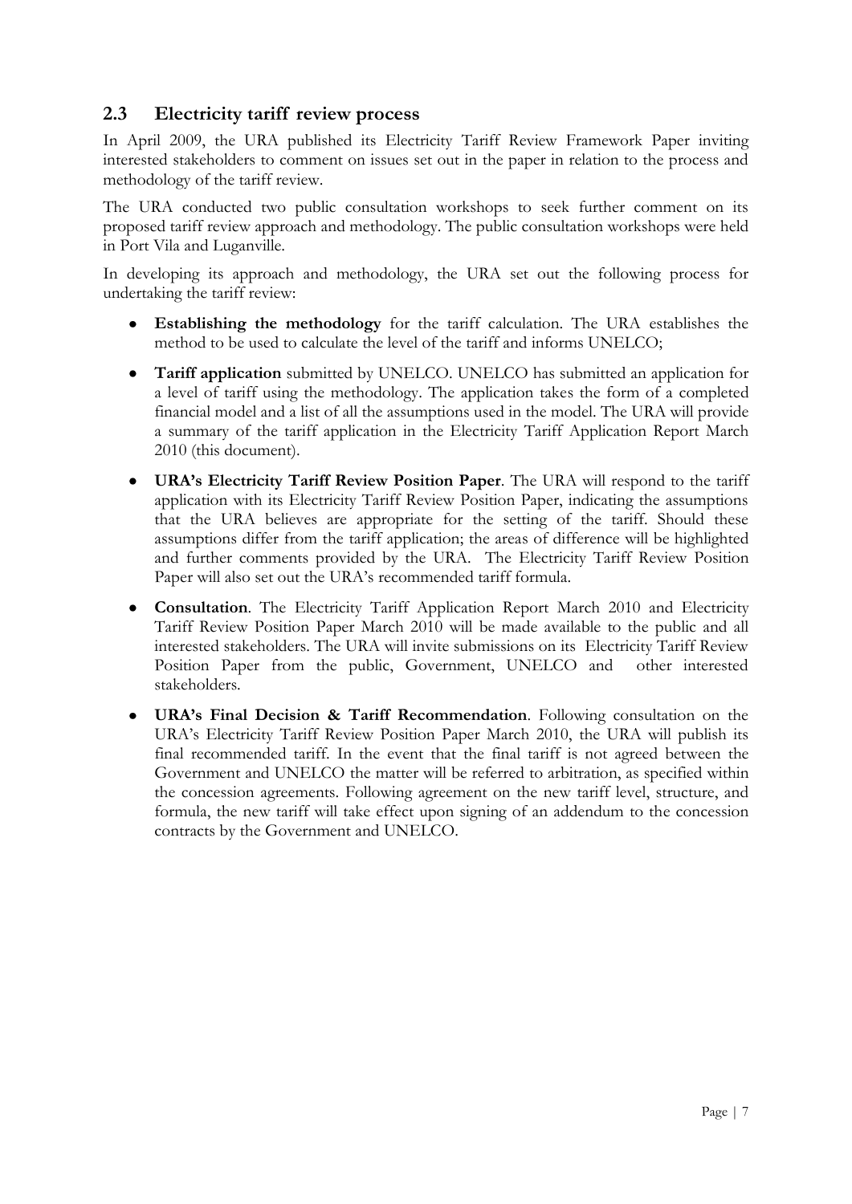## 2.3 Electricity tariff review process

In April 2009, the URA published its Electricity Tariff Review Framework Paper inviting interested stakeholders to comment on issues set out in the paper in relation to the process and methodology of the tariff review.

The URA conducted two public consultation workshops to seek further comment on its proposed tariff review approach and methodology. The public consultation workshops were held in Port Vila and Luganville.

In developing its approach and methodology, the URA set out the following process for undertaking the tariff review:

- **Establishing the methodology** for the tariff calculation. The URA establishes the method to be used to calculate the level of the tariff and informs UNELCO;
- **Tariff application** submitted by UNELCO. UNELCO has submitted an application for a level of tariff using the methodology. The application takes the form of a completed financial model and a list of all the assumptions used in the model. The URA will provide a summary of the tariff application in the Electricity Tariff Application Report March 2010 (this document).
- **URA's Electricity Tariff Review Position Paper**. The URA will respond to the tariff application with its Electricity Tariff Review Position Paper, indicating the assumptions that the URA believes are appropriate for the setting of the tariff. Should these assumptions differ from the tariff application; the areas of difference will be highlighted and further comments provided by the URA. The Electricity Tariff Review Position Paper will also set out the URA's recommended tariff formula.
- **Consultation**. The Electricity Tariff Application Report March 2010 and Electricity Tariff Review Position Paper March 2010 will be made available to the public and all interested stakeholders. The URA will invite submissions on its Electricity Tariff Review Position Paper from the public, Government, UNELCO and other interested stakeholders.
- **URA's Final Decision & Tariff Recommendation**. Following consultation on the URA's Electricity Tariff Review Position Paper March 2010, the URA will publish its final recommended tariff. In the event that the final tariff is not agreed between the Government and UNELCO the matter will be referred to arbitration, as specified within the concession agreements. Following agreement on the new tariff level, structure, and formula, the new tariff will take effect upon signing of an addendum to the concession contracts by the Government and UNELCO.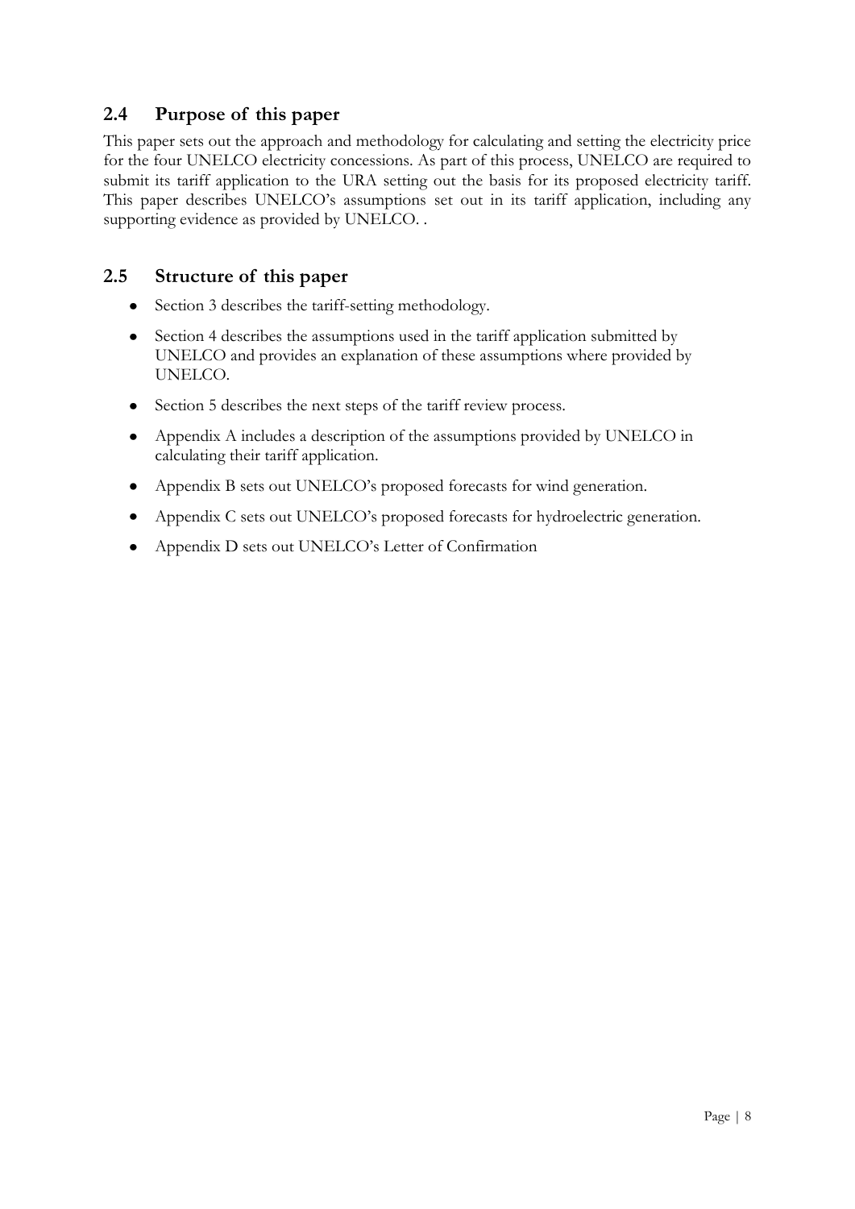## 2.4 Purpose of this paper

This paper sets out the approach and methodology for calculating and setting the electricity price for the four UNELCO electricity concessions. As part of this process, UNELCO are required to submit its tariff application to the URA setting out the basis for its proposed electricity tariff. This paper describes UNELCO's assumptions set out in its tariff application, including any supporting evidence as provided by UNELCO. .

## 2.5 Structure of this paper

- Section 3 describes the tariff-setting methodology.
- Section 4 describes the assumptions used in the tariff application submitted by UNELCO and provides an explanation of these assumptions where provided by UNELCO.
- Section 5 describes the next steps of the tariff review process.
- Appendix A includes a description of the assumptions provided by UNELCO in calculating their tariff application.
- Appendix B sets out UNELCO's proposed forecasts for wind generation.
- Appendix C sets out UNELCO's proposed forecasts for hydroelectric generation.
- Appendix D sets out UNELCO's Letter of Confirmation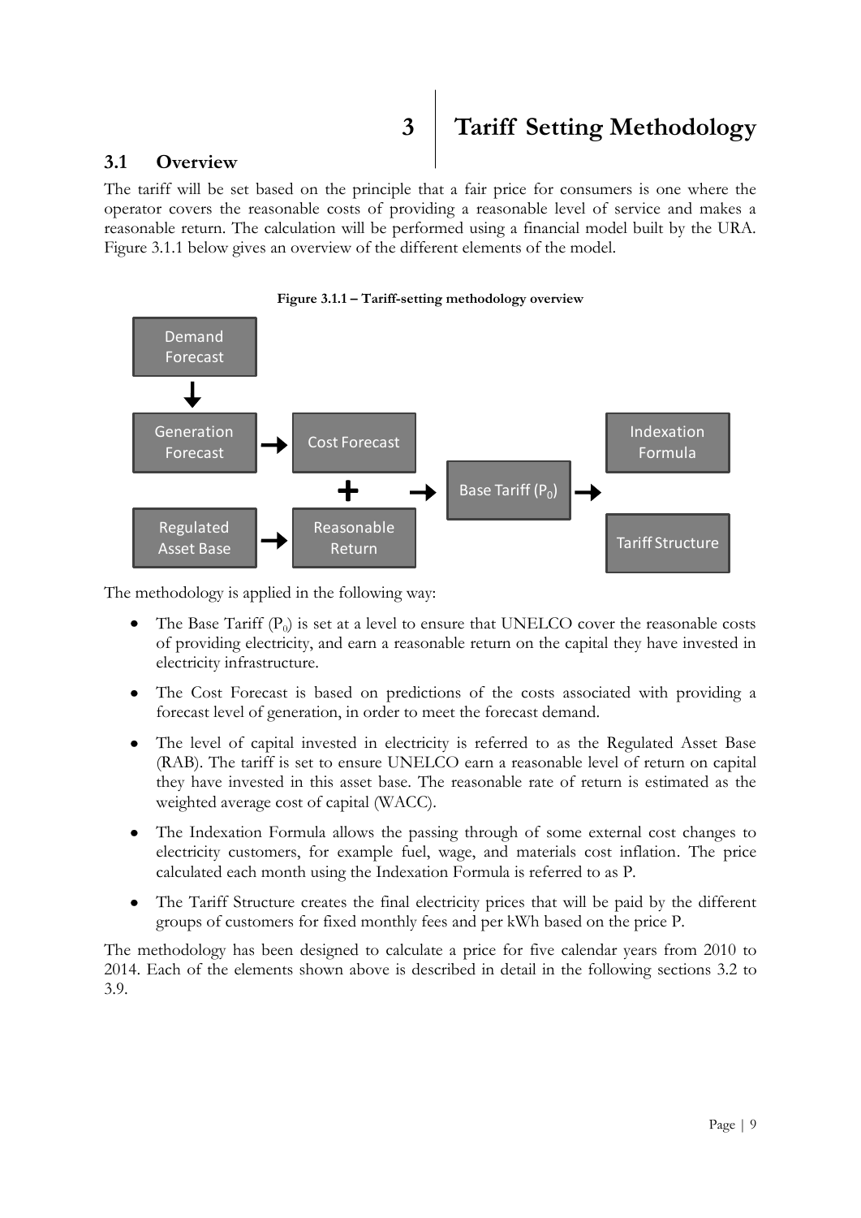# 3 Tariff Setting Methodology

## 3.1 Overview

The tariff will be set based on the principle that a fair price for consumers is one where the operator covers the reasonable costs of providing a reasonable level of service and makes a reasonable return. The calculation will be performed using a financial model built by the URA. Figure 3.1.1 below gives an overview of the different elements of the model.

**Figure 3.1.1 – Tariff-setting methodology overview**

Demand Forecast → Generation Forecast → Cost Forecast

Regulated Asset Base → Reasonable Return

Cost Forecast + Reasonable Return → Base Tariff ($P_0$) → Indexation Formula, Tariff Structure

The methodology is applied in the following way:

- The Base Tariff ($P_0$) is set at a level to ensure that UNELCO cover the reasonable costs of providing electricity, and earn a reasonable return on the capital they have invested in electricity infrastructure.
- The Cost Forecast is based on predictions of the costs associated with providing a forecast level of generation, in order to meet the forecast demand.
- The level of capital invested in electricity is referred to as the Regulated Asset Base (RAB). The tariff is set to ensure UNELCO earn a reasonable level of return on capital they have invested in this asset base. The reasonable rate of return is estimated as the weighted average cost of capital (WACC).
- The Indexation Formula allows the passing through of some external cost changes to electricity customers, for example fuel, wage, and materials cost inflation. The price calculated each month using the Indexation Formula is referred to as P.
- The Tariff Structure creates the final electricity prices that will be paid by the different groups of customers for fixed monthly fees and per kWh based on the price P.

The methodology has been designed to calculate a price for five calendar years from 2010 to 2014. Each of the elements shown above is described in detail in the following sections 3.2 to 3.9.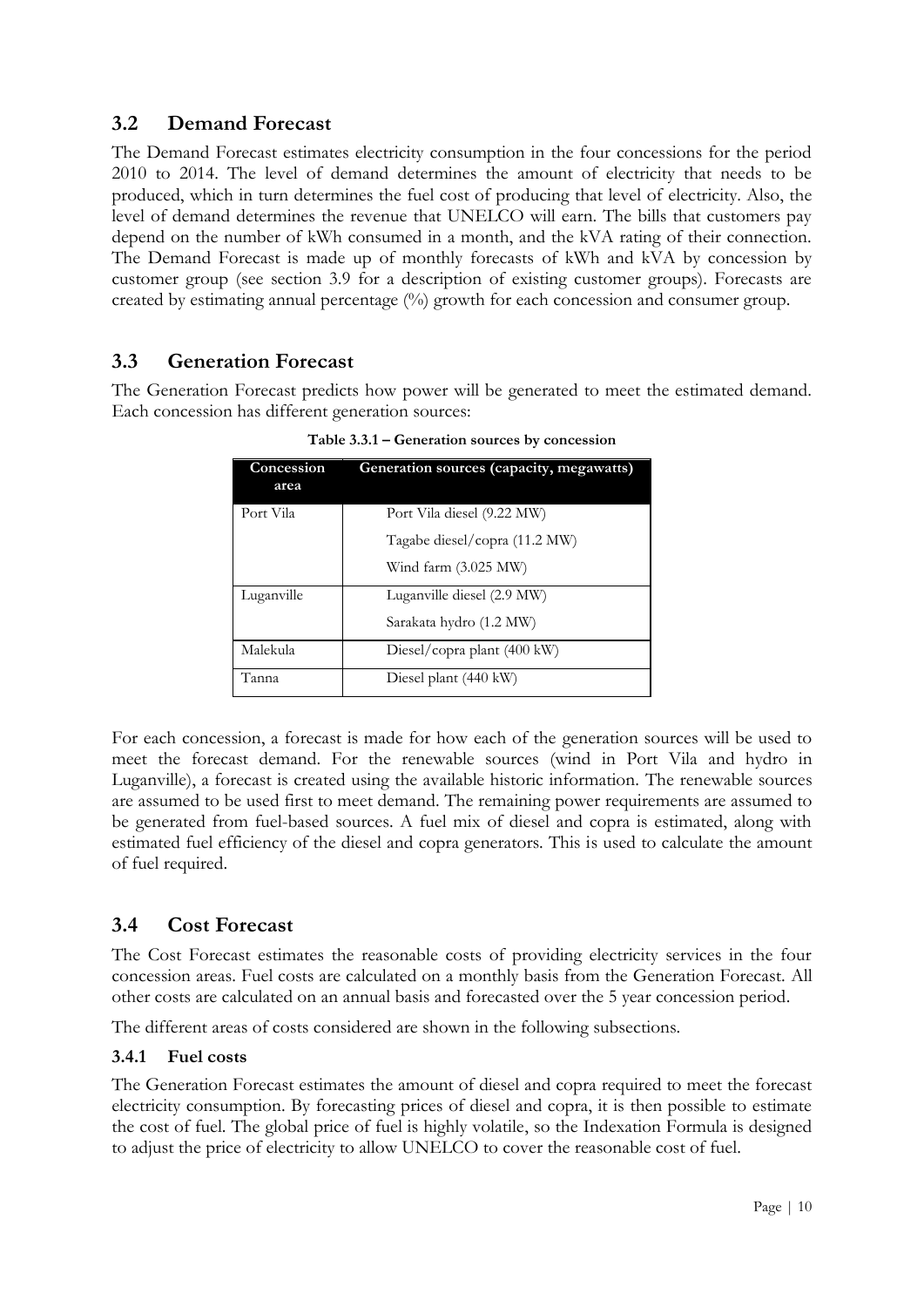## 3.2 Demand Forecast

The Demand Forecast estimates electricity consumption in the four concessions for the period 2010 to 2014. The level of demand determines the amount of electricity that needs to be produced, which in turn determines the fuel cost of producing that level of electricity. Also, the level of demand determines the revenue that UNELCO will earn. The bills that customers pay depend on the number of kWh consumed in a month, and the kVA rating of their connection. The Demand Forecast is made up of monthly forecasts of kWh and kVA by concession by customer group (see section 3.9 for a description of existing customer groups). Forecasts are created by estimating annual percentage (%) growth for each concession and consumer group.

## 3.3 Generation Forecast

The Generation Forecast predicts how power will be generated to meet the estimated demand. Each concession has different generation sources:

**Table 3.3.1 – Generation sources by concession**

| Concession area | Generation sources (capacity, megawatts) |
|---|---|
| Port Vila | Port Vila diesel (9.22 MW) |
| | Tagabe diesel/copra (11.2 MW) |
| | Wind farm (3.025 MW) |
| Luganville | Luganville diesel (2.9 MW) |
| | Sarakata hydro (1.2 MW) |
| Malekula | Diesel/copra plant (400 kW) |
| Tanna | Diesel plant (440 kW) |

For each concession, a forecast is made for how each of the generation sources will be used to meet the forecast demand. For the renewable sources (wind in Port Vila and hydro in Luganville), a forecast is created using the available historic information. The renewable sources are assumed to be used first to meet demand. The remaining power requirements are assumed to be generated from fuel-based sources. A fuel mix of diesel and copra is estimated, along with estimated fuel efficiency of the diesel and copra generators. This is used to calculate the amount of fuel required.

## 3.4 Cost Forecast

The Cost Forecast estimates the reasonable costs of providing electricity services in the four concession areas. Fuel costs are calculated on a monthly basis from the Generation Forecast. All other costs are calculated on an annual basis and forecasted over the 5 year concession period.

The different areas of costs considered are shown in the following subsections.

### 3.4.1 Fuel costs

The Generation Forecast estimates the amount of diesel and copra required to meet the forecast electricity consumption. By forecasting prices of diesel and copra, it is then possible to estimate the cost of fuel. The global price of fuel is highly volatile, so the Indexation Formula is designed to adjust the price of electricity to allow UNELCO to cover the reasonable cost of fuel.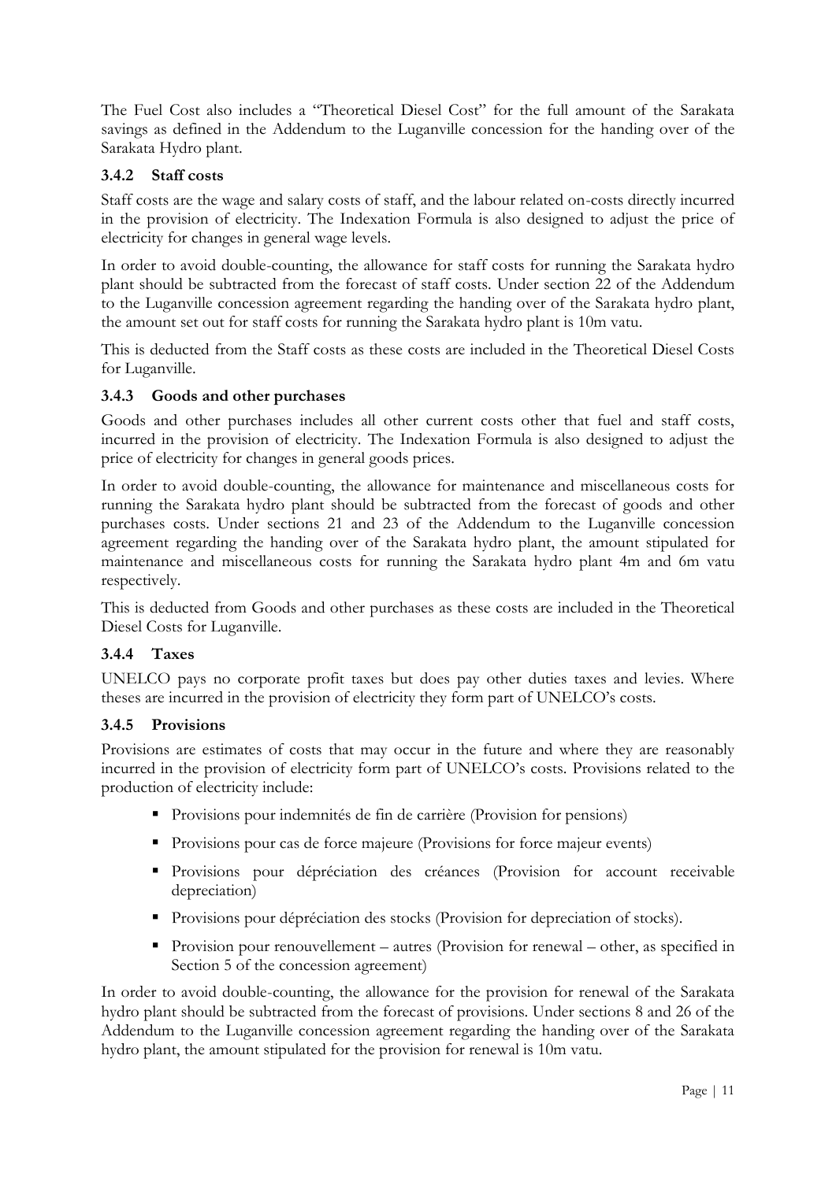The Fuel Cost also includes a "Theoretical Diesel Cost" for the full amount of the Sarakata savings as defined in the Addendum to the Luganville concession for the handing over of the Sarakata Hydro plant.

### 3.4.2 Staff costs

Staff costs are the wage and salary costs of staff, and the labour related on-costs directly incurred in the provision of electricity. The Indexation Formula is also designed to adjust the price of electricity for changes in general wage levels.

In order to avoid double-counting, the allowance for staff costs for running the Sarakata hydro plant should be subtracted from the forecast of staff costs. Under section 22 of the Addendum to the Luganville concession agreement regarding the handing over of the Sarakata hydro plant, the amount set out for staff costs for running the Sarakata hydro plant is 10m vatu.

This is deducted from the Staff costs as these costs are included in the Theoretical Diesel Costs for Luganville.

### 3.4.3 Goods and other purchases

Goods and other purchases includes all other current costs other that fuel and staff costs, incurred in the provision of electricity. The Indexation Formula is also designed to adjust the price of electricity for changes in general goods prices.

In order to avoid double-counting, the allowance for maintenance and miscellaneous costs for running the Sarakata hydro plant should be subtracted from the forecast of goods and other purchases costs. Under sections 21 and 23 of the Addendum to the Luganville concession agreement regarding the handing over of the Sarakata hydro plant, the amount stipulated for maintenance and miscellaneous costs for running the Sarakata hydro plant 4m and 6m vatu respectively.

This is deducted from Goods and other purchases as these costs are included in the Theoretical Diesel Costs for Luganville.

### 3.4.4 Taxes

UNELCO pays no corporate profit taxes but does pay other duties taxes and levies. Where theses are incurred in the provision of electricity they form part of UNELCO's costs.

### 3.4.5 Provisions

Provisions are estimates of costs that may occur in the future and where they are reasonably incurred in the provision of electricity form part of UNELCO's costs. Provisions related to the production of electricity include:

- Provisions pour indemnités de fin de carrière (Provision for pensions)
- Provisions pour cas de force majeure (Provisions for force majeur events)
- Provisions pour dépréciation des créances (Provision for account receivable depreciation)
- Provisions pour dépréciation des stocks (Provision for depreciation of stocks).
- Provision pour renouvellement – autres (Provision for renewal – other, as specified in Section 5 of the concession agreement)

In order to avoid double-counting, the allowance for the provision for renewal of the Sarakata hydro plant should be subtracted from the forecast of provisions. Under sections 8 and 26 of the Addendum to the Luganville concession agreement regarding the handing over of the Sarakata hydro plant, the amount stipulated for the provision for renewal is 10m vatu.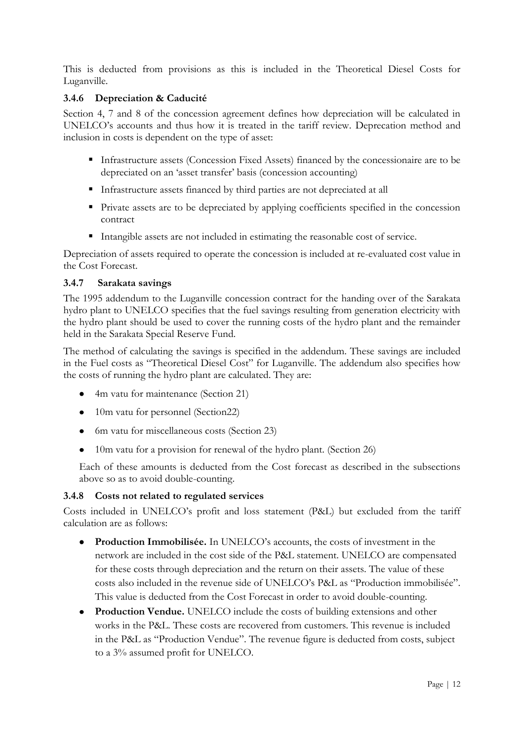This is deducted from provisions as this is included in the Theoretical Diesel Costs for Luganville.

### 3.4.6 Depreciation & Caducité

Section 4, 7 and 8 of the concession agreement defines how depreciation will be calculated in UNELCO's accounts and thus how it is treated in the tariff review. Deprecation method and inclusion in costs is dependent on the type of asset:

- Infrastructure assets (Concession Fixed Assets) financed by the concessionaire are to be depreciated on an 'asset transfer' basis (concession accounting)
- Infrastructure assets financed by third parties are not depreciated at all
- Private assets are to be depreciated by applying coefficients specified in the concession contract
- Intangible assets are not included in estimating the reasonable cost of service.

Depreciation of assets required to operate the concession is included at re-evaluated cost value in the Cost Forecast.

### 3.4.7 Sarakata savings

The 1995 addendum to the Luganville concession contract for the handing over of the Sarakata hydro plant to UNELCO specifies that the fuel savings resulting from generation electricity with the hydro plant should be used to cover the running costs of the hydro plant and the remainder held in the Sarakata Special Reserve Fund.

The method of calculating the savings is specified in the addendum. These savings are included in the Fuel costs as "Theoretical Diesel Cost" for Luganville. The addendum also specifies how the costs of running the hydro plant are calculated. They are:

- 4m vatu for maintenance (Section 21)
- 10m vatu for personnel (Section22)
- 6m vatu for miscellaneous costs (Section 23)
- 10m vatu for a provision for renewal of the hydro plant. (Section 26)

Each of these amounts is deducted from the Cost forecast as described in the subsections above so as to avoid double-counting.

### 3.4.8 Costs not related to regulated services

Costs included in UNELCO's profit and loss statement (P&L) but excluded from the tariff calculation are as follows:

- **Production Immobilisée.** In UNELCO's accounts, the costs of investment in the network are included in the cost side of the P&L statement. UNELCO are compensated for these costs through depreciation and the return on their assets. The value of these costs also included in the revenue side of UNELCO's P&L as "Production immobilisée". This value is deducted from the Cost Forecast in order to avoid double-counting.
- **Production Vendue.** UNELCO include the costs of building extensions and other works in the P&L. These costs are recovered from customers. This revenue is included in the P&L as "Production Vendue". The revenue figure is deducted from costs, subject to a 3% assumed profit for UNELCO.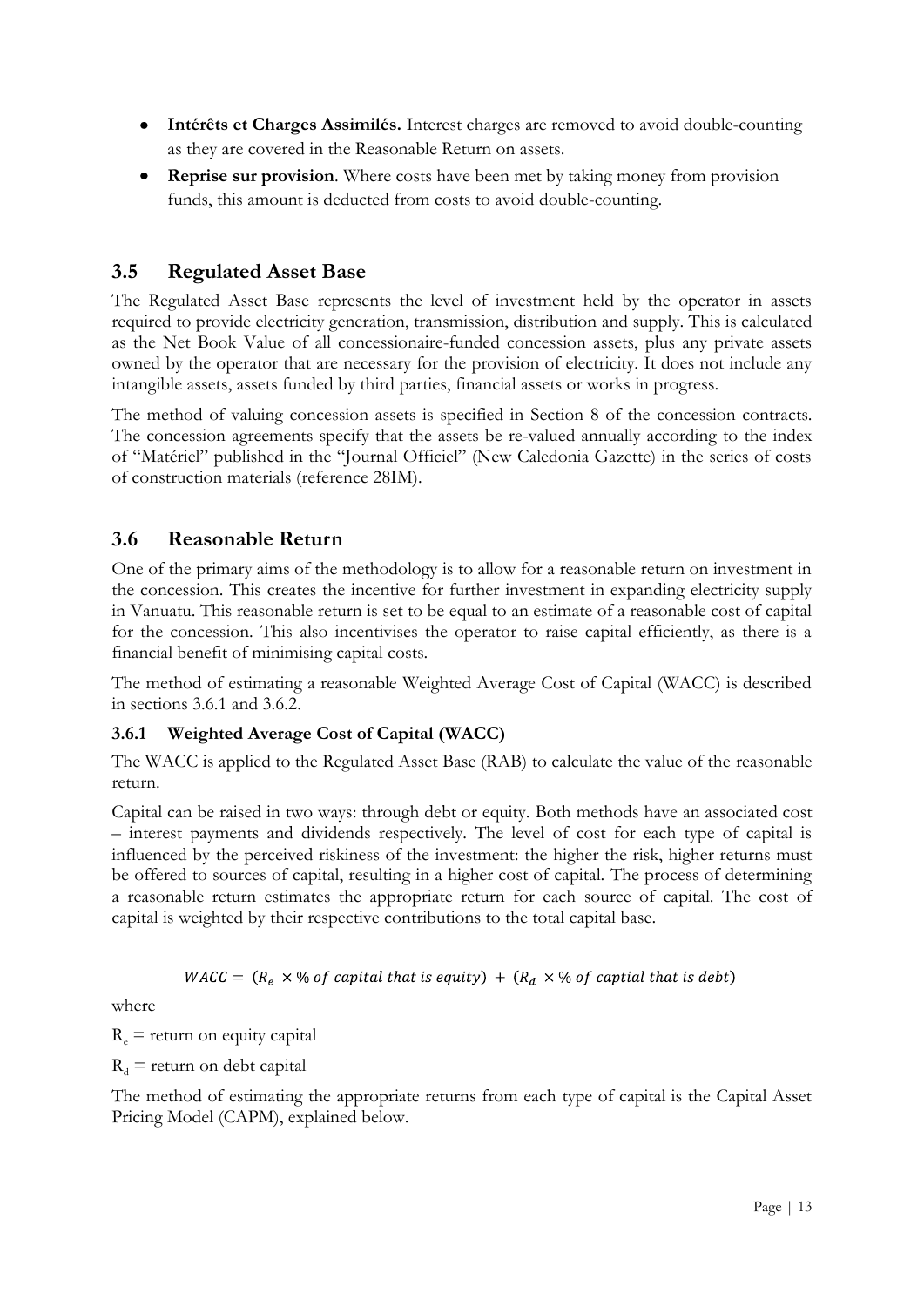- **Intérêts et Charges Assimilés.** Interest charges are removed to avoid double-counting as they are covered in the Reasonable Return on assets.
- **Reprise sur provision**. Where costs have been met by taking money from provision funds, this amount is deducted from costs to avoid double-counting.

## 3.5 Regulated Asset Base

The Regulated Asset Base represents the level of investment held by the operator in assets required to provide electricity generation, transmission, distribution and supply. This is calculated as the Net Book Value of all concessionaire-funded concession assets, plus any private assets owned by the operator that are necessary for the provision of electricity. It does not include any intangible assets, assets funded by third parties, financial assets or works in progress.

The method of valuing concession assets is specified in Section 8 of the concession contracts. The concession agreements specify that the assets be re-valued annually according to the index of "Matériel" published in the "Journal Officiel" (New Caledonia Gazette) in the series of costs of construction materials (reference 28IM).

## 3.6 Reasonable Return

One of the primary aims of the methodology is to allow for a reasonable return on investment in the concession. This creates the incentive for further investment in expanding electricity supply in Vanuatu. This reasonable return is set to be equal to an estimate of a reasonable cost of capital for the concession. This also incentivises the operator to raise capital efficiently, as there is a financial benefit of minimising capital costs.

The method of estimating a reasonable Weighted Average Cost of Capital (WACC) is described in sections 3.6.1 and 3.6.2.

### 3.6.1 Weighted Average Cost of Capital (WACC)

The WACC is applied to the Regulated Asset Base (RAB) to calculate the value of the reasonable return.

Capital can be raised in two ways: through debt or equity. Both methods have an associated cost – interest payments and dividends respectively. The level of cost for each type of capital is influenced by the perceived riskiness of the investment: the higher the risk, higher returns must be offered to sources of capital, resulting in a higher cost of capital. The process of determining a reasonable return estimates the appropriate return for each source of capital. The cost of capital is weighted by their respective contributions to the total capital base.

$$WACC = (R_e \times \% \text{ of capital that is equity}) + (R_d \times \% \text{ of captial that is debt})$$

where

$R_e$ = return on equity capital

$R_d$ = return on debt capital

The method of estimating the appropriate returns from each type of capital is the Capital Asset Pricing Model (CAPM), explained below.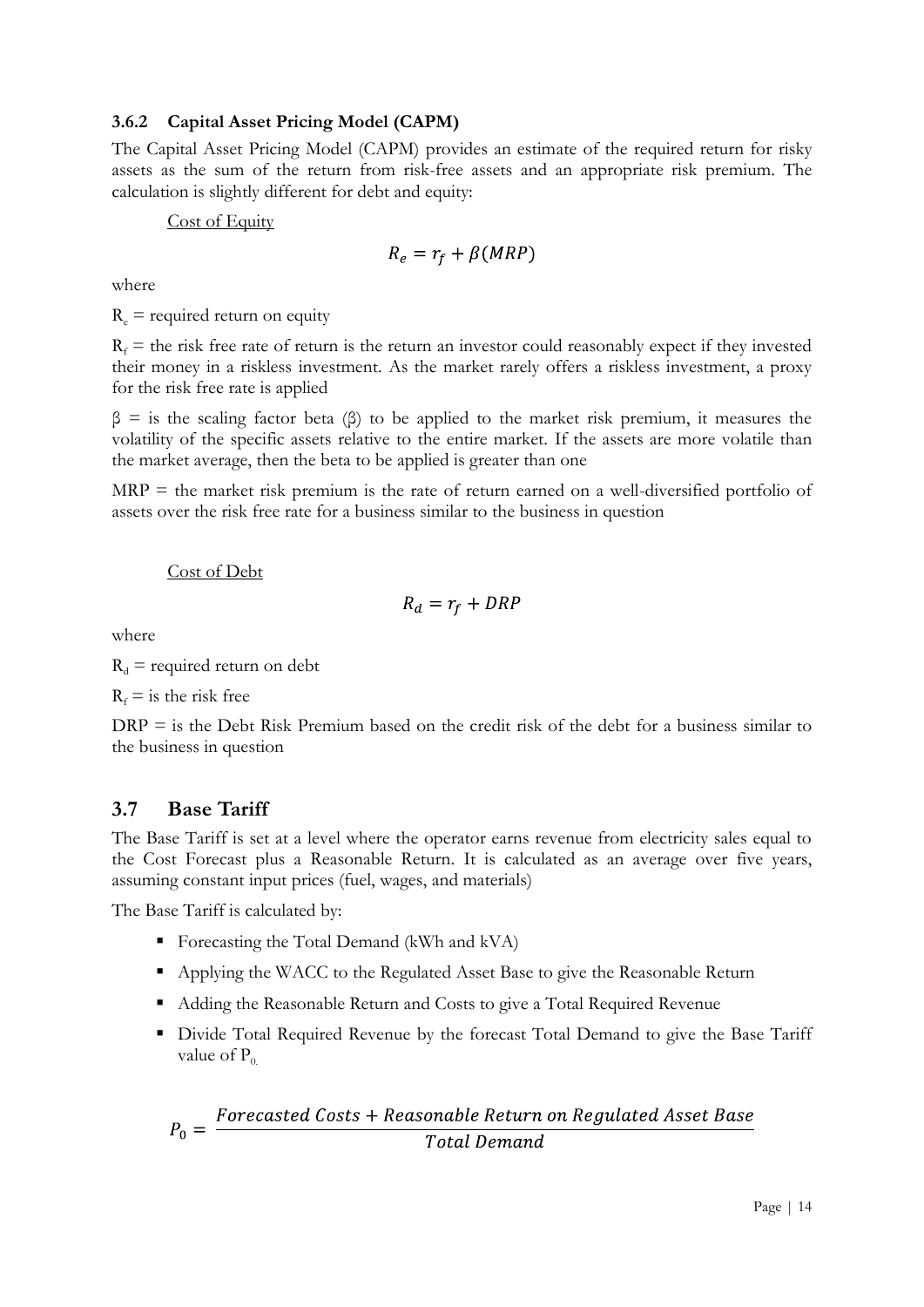### 3.6.2 Capital Asset Pricing Model (CAPM)

The Capital Asset Pricing Model (CAPM) provides an estimate of the required return for risky assets as the sum of the return from risk-free assets and an appropriate risk premium. The calculation is slightly different for debt and equity:

Cost of Equity

$$R_e = r_f + \beta(MRP)$$

where

$R_e$ = required return on equity

$R_f$ = the risk free rate of return is the return an investor could reasonably expect if they invested their money in a riskless investment. As the market rarely offers a riskless investment, a proxy for the risk free rate is applied

$\beta$ = is the scaling factor beta ($\beta$) to be applied to the market risk premium, it measures the volatility of the specific assets relative to the entire market. If the assets are more volatile than the market average, then the beta to be applied is greater than one

MRP = the market risk premium is the rate of return earned on a well-diversified portfolio of assets over the risk free rate for a business similar to the business in question

Cost of Debt

$$R_d = r_f + DRP$$

where

$R_d$ = required return on debt

$R_f$ = is the risk free

DRP = is the Debt Risk Premium based on the credit risk of the debt for a business similar to the business in question

## 3.7 Base Tariff

The Base Tariff is set at a level where the operator earns revenue from electricity sales equal to the Cost Forecast plus a Reasonable Return. It is calculated as an average over five years, assuming constant input prices (fuel, wages, and materials)

The Base Tariff is calculated by:

- Forecasting the Total Demand (kWh and kVA)
- Applying the WACC to the Regulated Asset Base to give the Reasonable Return
- Adding the Reasonable Return and Costs to give a Total Required Revenue
- Divide Total Required Revenue by the forecast Total Demand to give the Base Tariff value of $P_0$.

$$P_0 = \frac{Forecasted\ Costs + Reasonable\ Return\ on\ Regulated\ Asset\ Base}{Total\ Demand}$$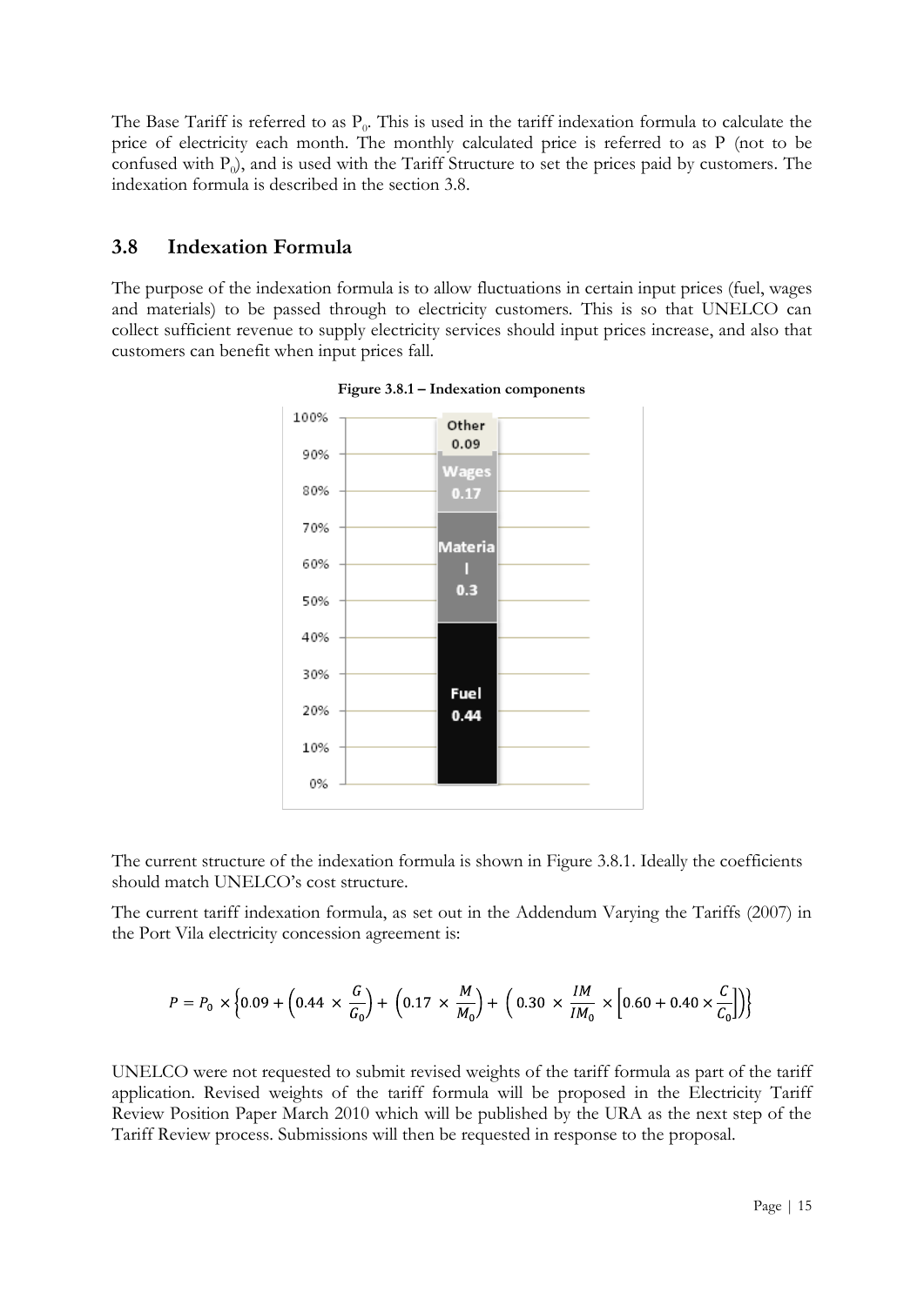The Base Tariff is referred to as $P_0$. This is used in the tariff indexation formula to calculate the price of electricity each month. The monthly calculated price is referred to as P (not to be confused with $P_0$), and is used with the Tariff Structure to set the prices paid by customers. The indexation formula is described in the section 3.8.

## 3.8 Indexation Formula

The purpose of the indexation formula is to allow fluctuations in certain input prices (fuel, wages and materials) to be passed through to electricity customers. This is so that UNELCO can collect sufficient revenue to supply electricity services should input prices increase, and also that customers can benefit when input prices fall.

**Figure 3.8.1 – Indexation components**

| Component | Coefficient |
|---|---|
| Other | 0.09 |
| Wages | 0.17 |
| Material | 0.3 |
| Fuel | 0.44 |

The current structure of the indexation formula is shown in Figure 3.8.1. Ideally the coefficients should match UNELCO's cost structure.

The current tariff indexation formula, as set out in the Addendum Varying the Tariffs (2007) in the Port Vila electricity concession agreement is:

$$P = P_0 \times \left\{ 0.09 + \left(0.44 \times \frac{G}{G_0}\right) + \left(0.17 \times \frac{M}{M_0}\right) + \left(0.30 \times \frac{IM}{IM_0} \times \left[0.60 + 0.40 \times \frac{C}{C_0}\right]\right) \right\}$$

UNELCO were not requested to submit revised weights of the tariff formula as part of the tariff application. Revised weights of the tariff formula will be proposed in the Electricity Tariff Review Position Paper March 2010 which will be published by the URA as the next step of the Tariff Review process. Submissions will then be requested in response to the proposal.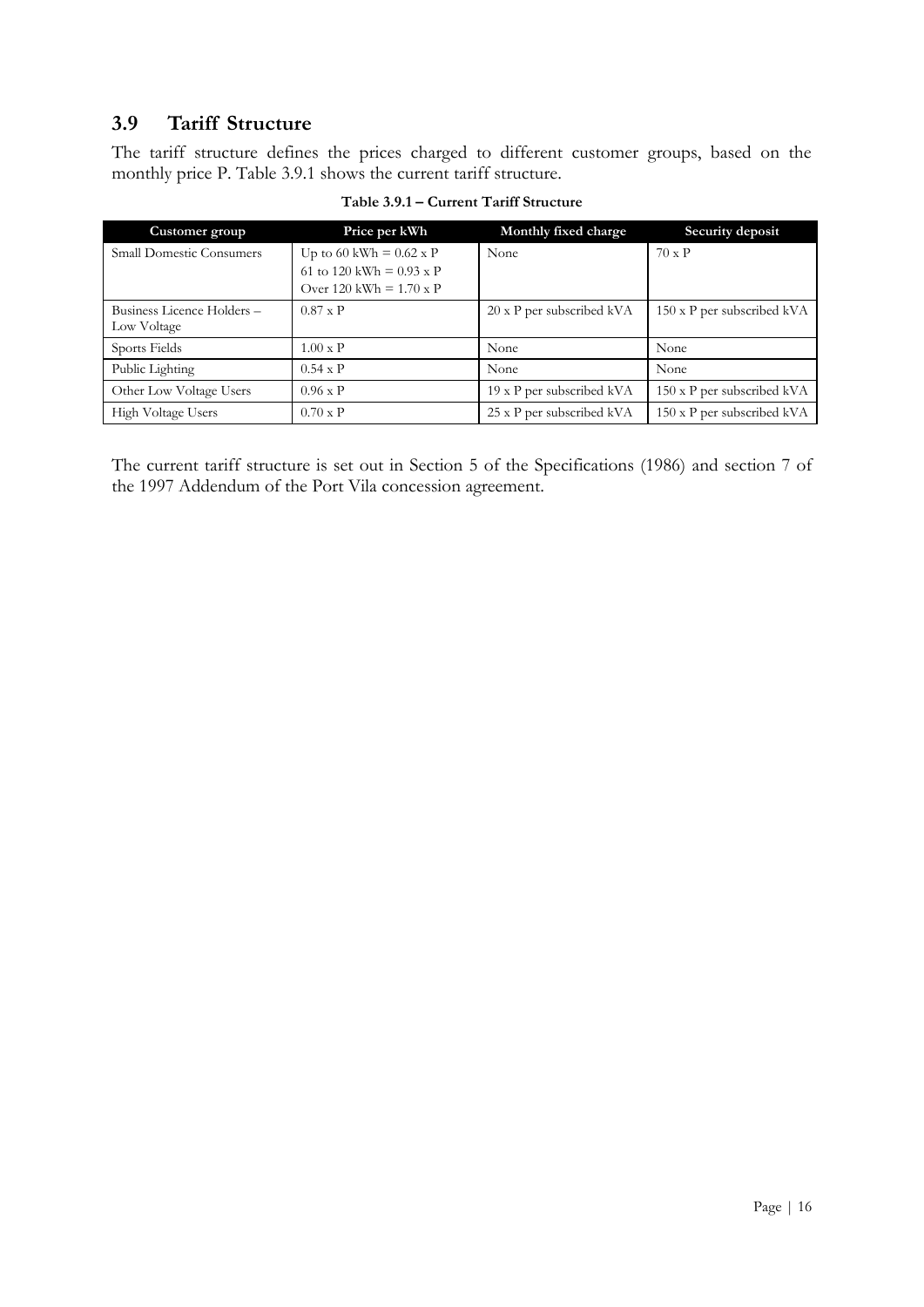## 3.9 Tariff Structure

The tariff structure defines the prices charged to different customer groups, based on the monthly price P. Table 3.9.1 shows the current tariff structure.

**Table 3.9.1 – Current Tariff Structure**

| Customer group | Price per kWh | Monthly fixed charge | Security deposit |
|---|---|---|---|
| Small Domestic Consumers | Up to 60 kWh = 0.62 x P<br>61 to 120 kWh = 0.93 x P<br>Over 120 kWh = 1.70 x P | None | 70 x P |
| Business Licence Holders – Low Voltage | 0.87 x P | 20 x P per subscribed kVA | 150 x P per subscribed kVA |
| Sports Fields | 1.00 x P | None | None |
| Public Lighting | 0.54 x P | None | None |
| Other Low Voltage Users | 0.96 x P | 19 x P per subscribed kVA | 150 x P per subscribed kVA |
| High Voltage Users | 0.70 x P | 25 x P per subscribed kVA | 150 x P per subscribed kVA |

The current tariff structure is set out in Section 5 of the Specifications (1986) and section 7 of the 1997 Addendum of the Port Vila concession agreement.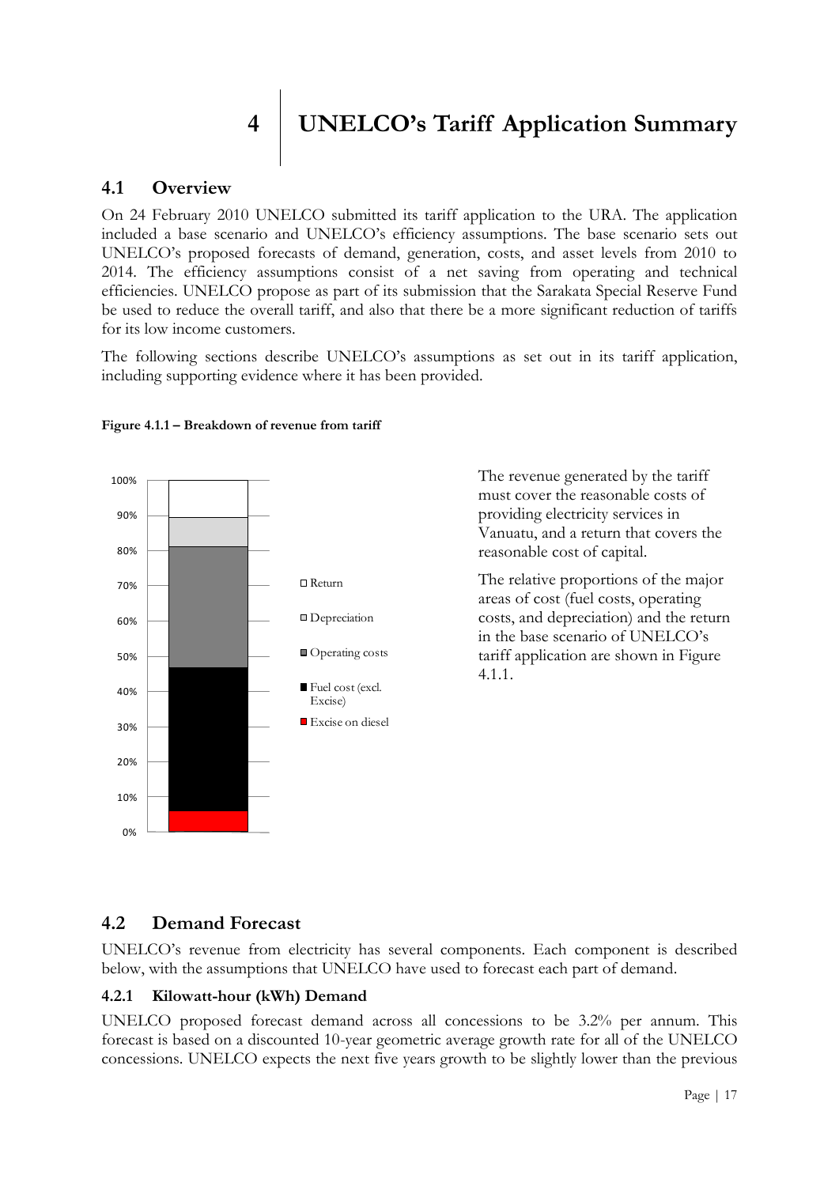# 4 UNELCO's Tariff Application Summary

## 4.1 Overview

On 24 February 2010 UNELCO submitted its tariff application to the URA. The application included a base scenario and UNELCO's efficiency assumptions. The base scenario sets out UNELCO's proposed forecasts of demand, generation, costs, and asset levels from 2010 to 2014. The efficiency assumptions consist of a net saving from operating and technical efficiencies. UNELCO propose as part of its submission that the Sarakata Special Reserve Fund be used to reduce the overall tariff, and also that there be a more significant reduction of tariffs for its low income customers.

The following sections describe UNELCO's assumptions as set out in its tariff application, including supporting evidence where it has been provided.

**Figure 4.1.1 – Breakdown of revenue from tariff**

The revenue generated by the tariff must cover the reasonable costs of providing electricity services in Vanuatu, and a return that covers the reasonable cost of capital.

The relative proportions of the major areas of cost (fuel costs, operating costs, and depreciation) and the return in the base scenario of UNELCO's tariff application are shown in Figure 4.1.1.

## 4.2 Demand Forecast

UNELCO's revenue from electricity has several components. Each component is described below, with the assumptions that UNELCO have used to forecast each part of demand.

### 4.2.1 Kilowatt-hour (kWh) Demand

UNELCO proposed forecast demand across all concessions to be 3.2% per annum. This forecast is based on a discounted 10-year geometric average growth rate for all of the UNELCO concessions. UNELCO expects the next five years growth to be slightly lower than the previous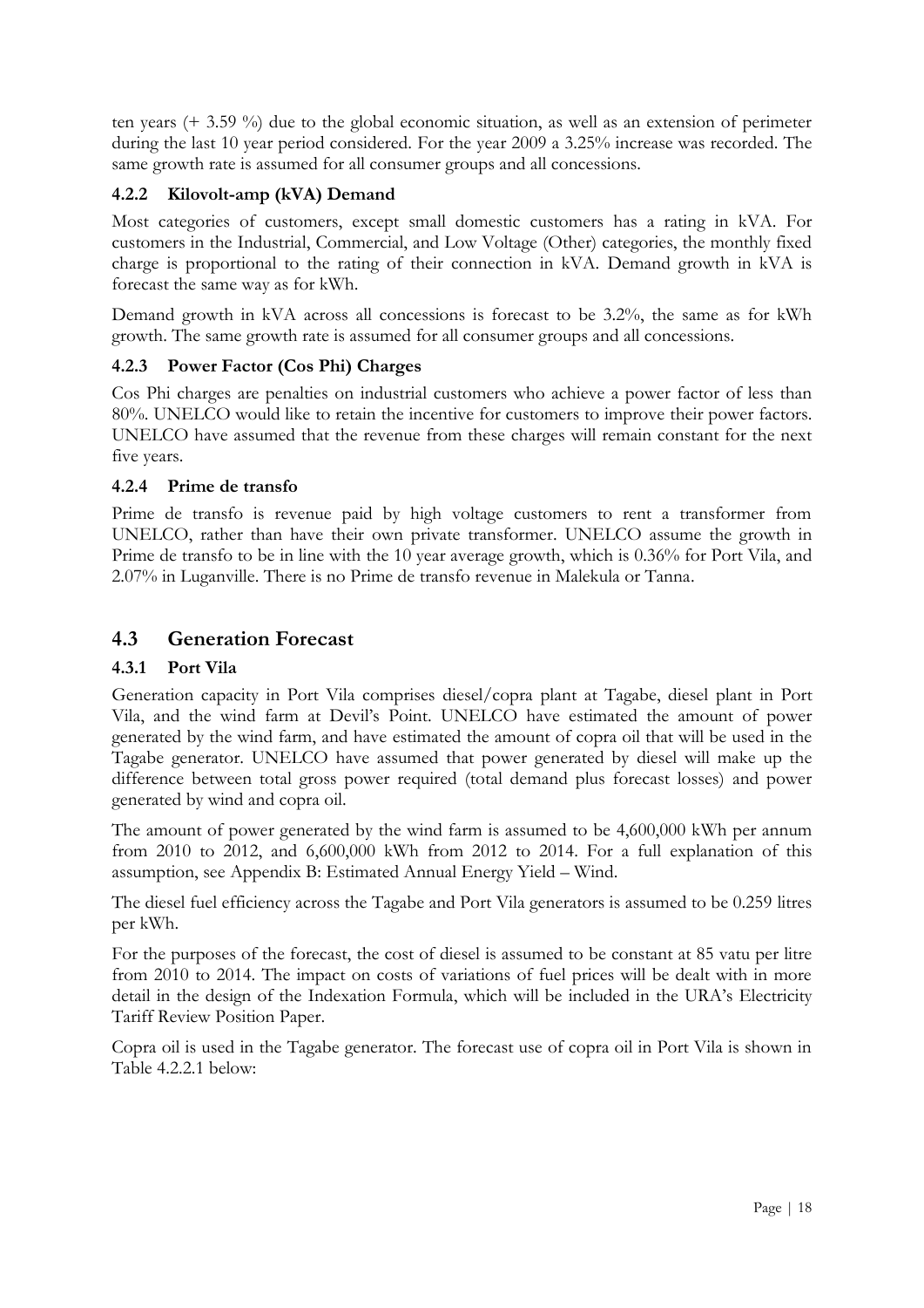ten years (+ 3.59 %) due to the global economic situation, as well as an extension of perimeter during the last 10 year period considered. For the year 2009 a 3.25% increase was recorded. The same growth rate is assumed for all consumer groups and all concessions.

### 4.2.2 Kilovolt-amp (kVA) Demand

Most categories of customers, except small domestic customers has a rating in kVA. For customers in the Industrial, Commercial, and Low Voltage (Other) categories, the monthly fixed charge is proportional to the rating of their connection in kVA. Demand growth in kVA is forecast the same way as for kWh.

Demand growth in kVA across all concessions is forecast to be 3.2%, the same as for kWh growth. The same growth rate is assumed for all consumer groups and all concessions.

### 4.2.3 Power Factor (Cos Phi) Charges

Cos Phi charges are penalties on industrial customers who achieve a power factor of less than 80%. UNELCO would like to retain the incentive for customers to improve their power factors. UNELCO have assumed that the revenue from these charges will remain constant for the next five years.

### 4.2.4 Prime de transfo

Prime de transfo is revenue paid by high voltage customers to rent a transformer from UNELCO, rather than have their own private transformer. UNELCO assume the growth in Prime de transfo to be in line with the 10 year average growth, which is 0.36% for Port Vila, and 2.07% in Luganville. There is no Prime de transfo revenue in Malekula or Tanna.

## 4.3 Generation Forecast

### 4.3.1 Port Vila

Generation capacity in Port Vila comprises diesel/copra plant at Tagabe, diesel plant in Port Vila, and the wind farm at Devil's Point. UNELCO have estimated the amount of power generated by the wind farm, and have estimated the amount of copra oil that will be used in the Tagabe generator. UNELCO have assumed that power generated by diesel will make up the difference between total gross power required (total demand plus forecast losses) and power generated by wind and copra oil.

The amount of power generated by the wind farm is assumed to be 4,600,000 kWh per annum from 2010 to 2012, and 6,600,000 kWh from 2012 to 2014. For a full explanation of this assumption, see Appendix B: Estimated Annual Energy Yield – Wind.

The diesel fuel efficiency across the Tagabe and Port Vila generators is assumed to be 0.259 litres per kWh.

For the purposes of the forecast, the cost of diesel is assumed to be constant at 85 vatu per litre from 2010 to 2014. The impact on costs of variations of fuel prices will be dealt with in more detail in the design of the Indexation Formula, which will be included in the URA's Electricity Tariff Review Position Paper.

Copra oil is used in the Tagabe generator. The forecast use of copra oil in Port Vila is shown in Table 4.2.2.1 below: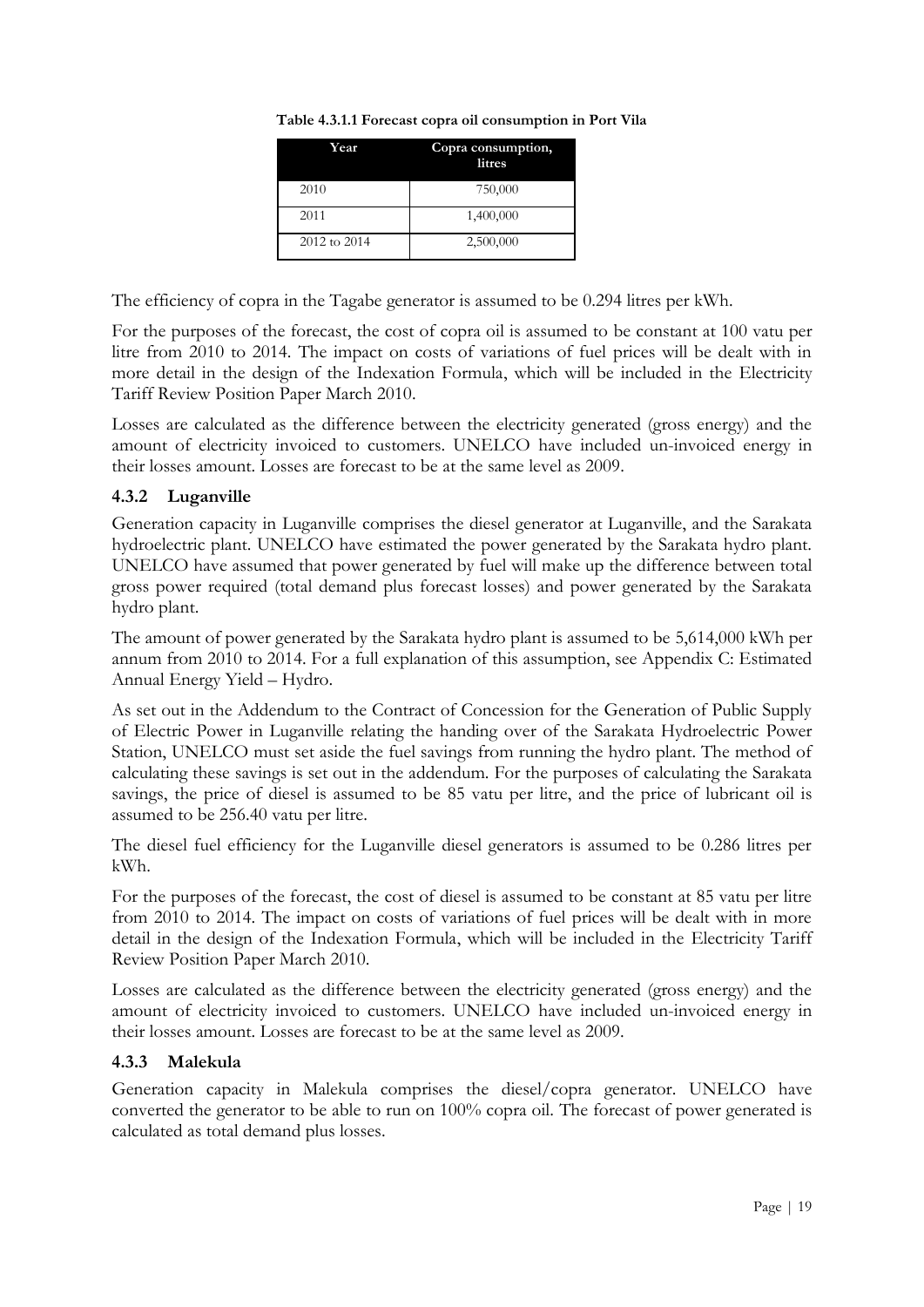**Table 4.3.1.1 Forecast copra oil consumption in Port Vila**

| Year | Copra consumption, litres |
|---|---|
| 2010 | 750,000 |
| 2011 | 1,400,000 |
| 2012 to 2014 | 2,500,000 |

The efficiency of copra in the Tagabe generator is assumed to be 0.294 litres per kWh.

For the purposes of the forecast, the cost of copra oil is assumed to be constant at 100 vatu per litre from 2010 to 2014. The impact on costs of variations of fuel prices will be dealt with in more detail in the design of the Indexation Formula, which will be included in the Electricity Tariff Review Position Paper March 2010.

Losses are calculated as the difference between the electricity generated (gross energy) and the amount of electricity invoiced to customers. UNELCO have included un-invoiced energy in their losses amount. Losses are forecast to be at the same level as 2009.

### 4.3.2 Luganville

Generation capacity in Luganville comprises the diesel generator at Luganville, and the Sarakata hydroelectric plant. UNELCO have estimated the power generated by the Sarakata hydro plant. UNELCO have assumed that power generated by fuel will make up the difference between total gross power required (total demand plus forecast losses) and power generated by the Sarakata hydro plant.

The amount of power generated by the Sarakata hydro plant is assumed to be 5,614,000 kWh per annum from 2010 to 2014. For a full explanation of this assumption, see Appendix C: Estimated Annual Energy Yield – Hydro.

As set out in the Addendum to the Contract of Concession for the Generation of Public Supply of Electric Power in Luganville relating the handing over of the Sarakata Hydroelectric Power Station, UNELCO must set aside the fuel savings from running the hydro plant. The method of calculating these savings is set out in the addendum. For the purposes of calculating the Sarakata savings, the price of diesel is assumed to be 85 vatu per litre, and the price of lubricant oil is assumed to be 256.40 vatu per litre.

The diesel fuel efficiency for the Luganville diesel generators is assumed to be 0.286 litres per kWh.

For the purposes of the forecast, the cost of diesel is assumed to be constant at 85 vatu per litre from 2010 to 2014. The impact on costs of variations of fuel prices will be dealt with in more detail in the design of the Indexation Formula, which will be included in the Electricity Tariff Review Position Paper March 2010.

Losses are calculated as the difference between the electricity generated (gross energy) and the amount of electricity invoiced to customers. UNELCO have included un-invoiced energy in their losses amount. Losses are forecast to be at the same level as 2009.

### 4.3.3 Malekula

Generation capacity in Malekula comprises the diesel/copra generator. UNELCO have converted the generator to be able to run on 100% copra oil. The forecast of power generated is calculated as total demand plus losses.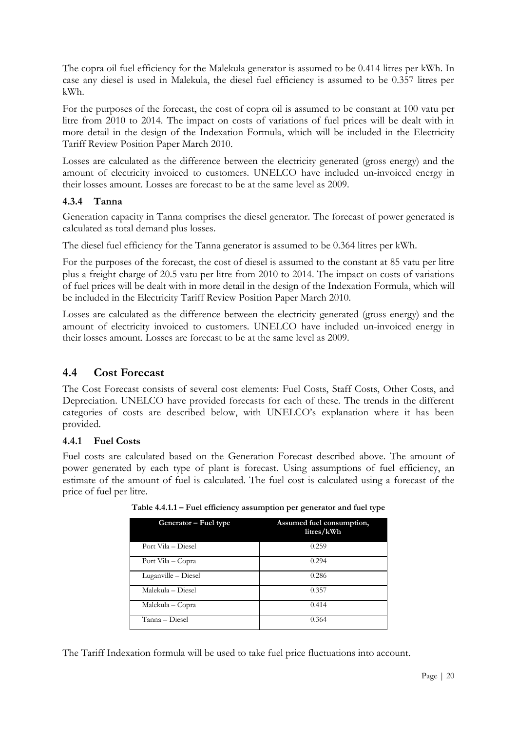The copra oil fuel efficiency for the Malekula generator is assumed to be 0.414 litres per kWh. In case any diesel is used in Malekula, the diesel fuel efficiency is assumed to be 0.357 litres per kWh.

For the purposes of the forecast, the cost of copra oil is assumed to be constant at 100 vatu per litre from 2010 to 2014. The impact on costs of variations of fuel prices will be dealt with in more detail in the design of the Indexation Formula, which will be included in the Electricity Tariff Review Position Paper March 2010.

Losses are calculated as the difference between the electricity generated (gross energy) and the amount of electricity invoiced to customers. UNELCO have included un-invoiced energy in their losses amount. Losses are forecast to be at the same level as 2009.

### 4.3.4 Tanna

Generation capacity in Tanna comprises the diesel generator. The forecast of power generated is calculated as total demand plus losses.

The diesel fuel efficiency for the Tanna generator is assumed to be 0.364 litres per kWh.

For the purposes of the forecast, the cost of diesel is assumed to the constant at 85 vatu per litre plus a freight charge of 20.5 vatu per litre from 2010 to 2014. The impact on costs of variations of fuel prices will be dealt with in more detail in the design of the Indexation Formula, which will be included in the Electricity Tariff Review Position Paper March 2010.

Losses are calculated as the difference between the electricity generated (gross energy) and the amount of electricity invoiced to customers. UNELCO have included un-invoiced energy in their losses amount. Losses are forecast to be at the same level as 2009.

## 4.4 Cost Forecast

The Cost Forecast consists of several cost elements: Fuel Costs, Staff Costs, Other Costs, and Depreciation. UNELCO have provided forecasts for each of these. The trends in the different categories of costs are described below, with UNELCO's explanation where it has been provided.

### 4.4.1 Fuel Costs

Fuel costs are calculated based on the Generation Forecast described above. The amount of power generated by each type of plant is forecast. Using assumptions of fuel efficiency, an estimate of the amount of fuel is calculated. The fuel cost is calculated using a forecast of the price of fuel per litre.

**Table 4.4.1.1 – Fuel efficiency assumption per generator and fuel type**

| Generator – Fuel type | Assumed fuel consumption, litres/kWh |
|---|---|
| Port Vila – Diesel | 0.259 |
| Port Vila – Copra | 0.294 |
| Luganville – Diesel | 0.286 |
| Malekula – Diesel | 0.357 |
| Malekula – Copra | 0.414 |
| Tanna – Diesel | 0.364 |

The Tariff Indexation formula will be used to take fuel price fluctuations into account.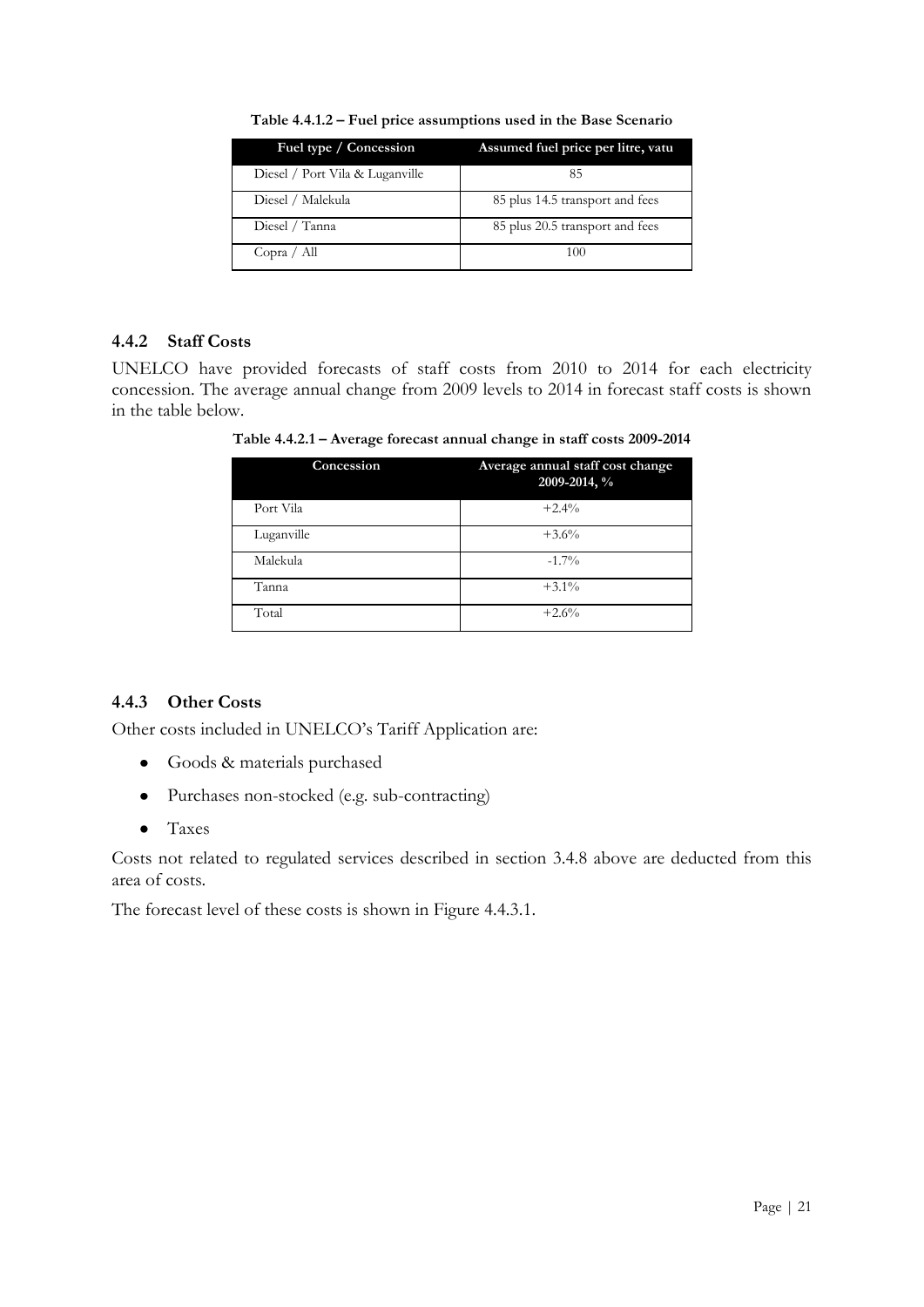**Table 4.4.1.2 – Fuel price assumptions used in the Base Scenario**

| Fuel type / Concession | Assumed fuel price per litre, vatu |
|---|---|
| Diesel / Port Vila & Luganville | 85 |
| Diesel / Malekula | 85 plus 14.5 transport and fees |
| Diesel / Tanna | 85 plus 20.5 transport and fees |
| Copra / All | 100 |

### 4.4.2 Staff Costs

UNELCO have provided forecasts of staff costs from 2010 to 2014 for each electricity concession. The average annual change from 2009 levels to 2014 in forecast staff costs is shown in the table below.

**Table 4.4.2.1 – Average forecast annual change in staff costs 2009-2014**

| Concession | Average annual staff cost change 2009-2014, % |
|---|---|
| Port Vila | +2.4% |
| Luganville | +3.6% |
| Malekula | -1.7% |
| Tanna | +3.1% |
| Total | +2.6% |

### 4.4.3 Other Costs

Other costs included in UNELCO's Tariff Application are:

- Goods & materials purchased
- Purchases non-stocked (e.g. sub-contracting)
- Taxes

Costs not related to regulated services described in section 3.4.8 above are deducted from this area of costs.

The forecast level of these costs is shown in Figure 4.4.3.1.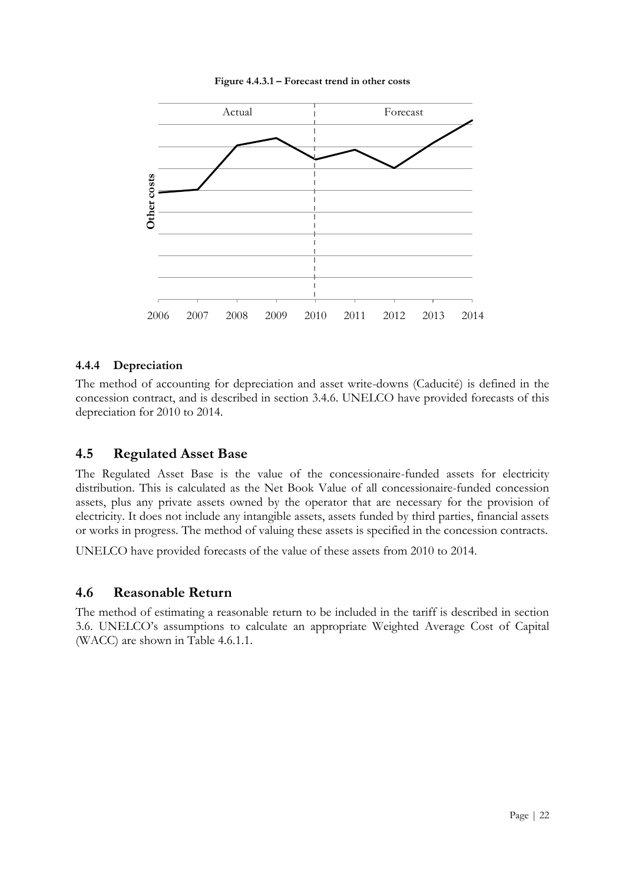**Figure 4.4.3.1 – Forecast trend in other costs**

#### 4.4.4 Depreciation

The method of accounting for depreciation and asset write-downs (Caducité) is defined in the concession contract, and is described in section 3.4.6. UNELCO have provided forecasts of this depreciation for 2010 to 2014.

## 4.5 Regulated Asset Base

The Regulated Asset Base is the value of the concessionaire-funded assets for electricity distribution. This is calculated as the Net Book Value of all concessionaire-funded concession assets, plus any private assets owned by the operator that are necessary for the provision of electricity. It does not include any intangible assets, assets funded by third parties, financial assets or works in progress. The method of valuing these assets is specified in the concession contracts.

UNELCO have provided forecasts of the value of these assets from 2010 to 2014.

## 4.6 Reasonable Return

The method of estimating a reasonable return to be included in the tariff is described in section 3.6. UNELCO's assumptions to calculate an appropriate Weighted Average Cost of Capital (WACC) are shown in Table 4.6.1.1.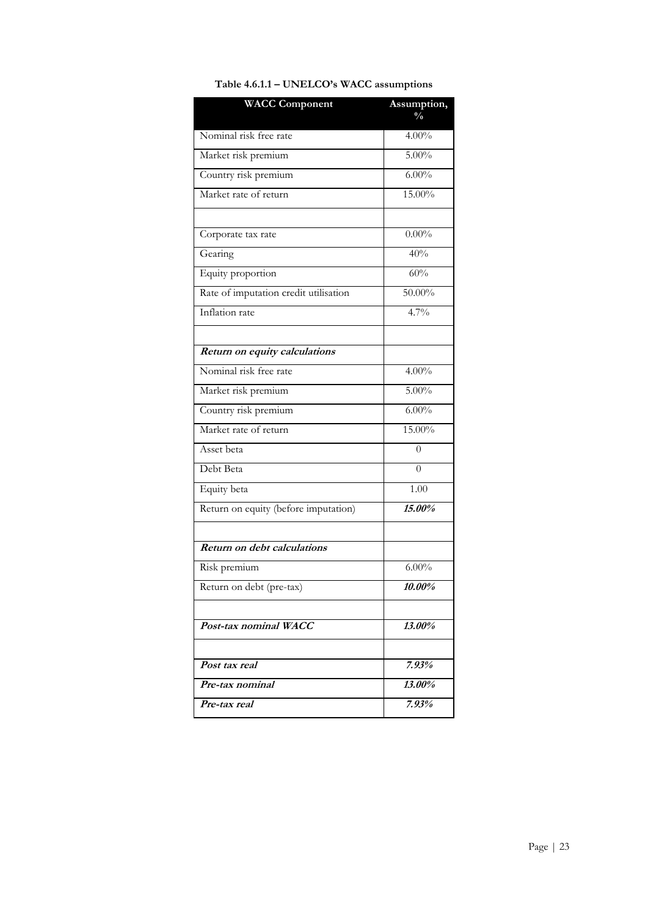**Table 4.6.1.1 – UNELCO's WACC assumptions**

| WACC Component | Assumption, % |
|---|---|
| Nominal risk free rate | 4.00% |
| Market risk premium | 5.00% |
| Country risk premium | 6.00% |
| Market rate of return | 15.00% |
| | |
| Corporate tax rate | 0.00% |
| Gearing | 40% |
| Equity proportion | 60% |
| Rate of imputation credit utilisation | 50.00% |
| Inflation rate | 4.7% |
| | |
| ***Return on equity calculations*** | |
| Nominal risk free rate | 4.00% |
| Market risk premium | 5.00% |
| Country risk premium | 6.00% |
| Market rate of return | 15.00% |
| Asset beta | 0 |
| Debt Beta | 0 |
| Equity beta | 1.00 |
| Return on equity (before imputation) | ***15.00%*** |
| | |
| ***Return on debt calculations*** | |
| Risk premium | 6.00% |
| Return on debt (pre-tax) | ***10.00%*** |
| | |
| ***Post-tax nominal WACC*** | ***13.00%*** |
| | |
| ***Post tax real*** | ***7.93%*** |
| ***Pre-tax nominal*** | ***13.00%*** |
| ***Pre-tax real*** | ***7.93%*** |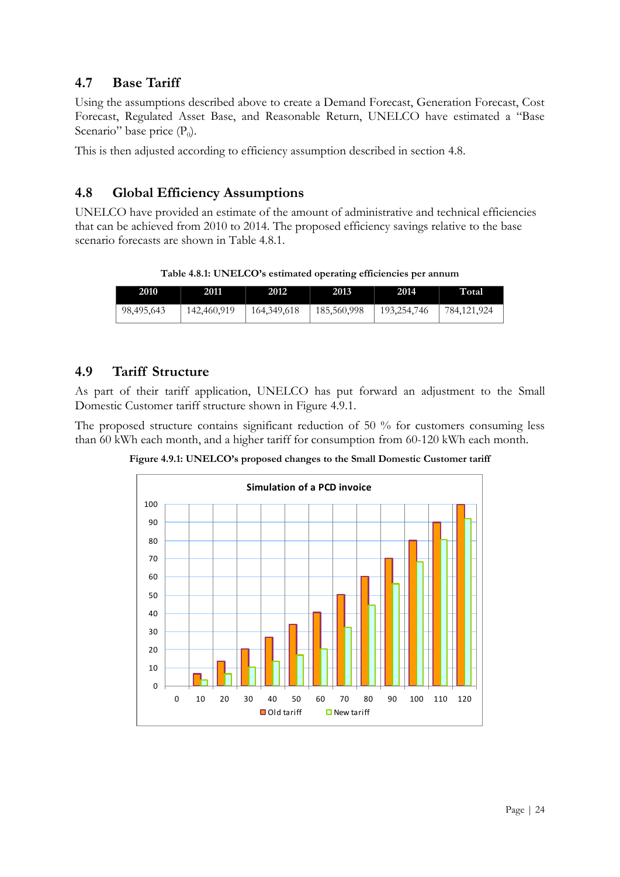## 4.7 Base Tariff

Using the assumptions described above to create a Demand Forecast, Generation Forecast, Cost Forecast, Regulated Asset Base, and Reasonable Return, UNELCO have estimated a "Base Scenario" base price ($P_0$).

This is then adjusted according to efficiency assumption described in section 4.8.

## 4.8 Global Efficiency Assumptions

UNELCO have provided an estimate of the amount of administrative and technical efficiencies that can be achieved from 2010 to 2014. The proposed efficiency savings relative to the base scenario forecasts are shown in Table 4.8.1.

**Table 4.8.1: UNELCO's estimated operating efficiencies per annum**

| 2010 | 2011 | 2012 | 2013 | 2014 | Total |
|---|---|---|---|---|---|
| 98,495,643 | 142,460,919 | 164,349,618 | 185,560,998 | 193,254,746 | 784,121,924 |

## 4.9 Tariff Structure

As part of their tariff application, UNELCO has put forward an adjustment to the Small Domestic Customer tariff structure shown in Figure 4.9.1.

The proposed structure contains significant reduction of 50 % for customers consuming less than 60 kWh each month, and a higher tariff for consumption from 60-120 kWh each month.

**Figure 4.9.1: UNELCO's proposed changes to the Small Domestic Customer tariff**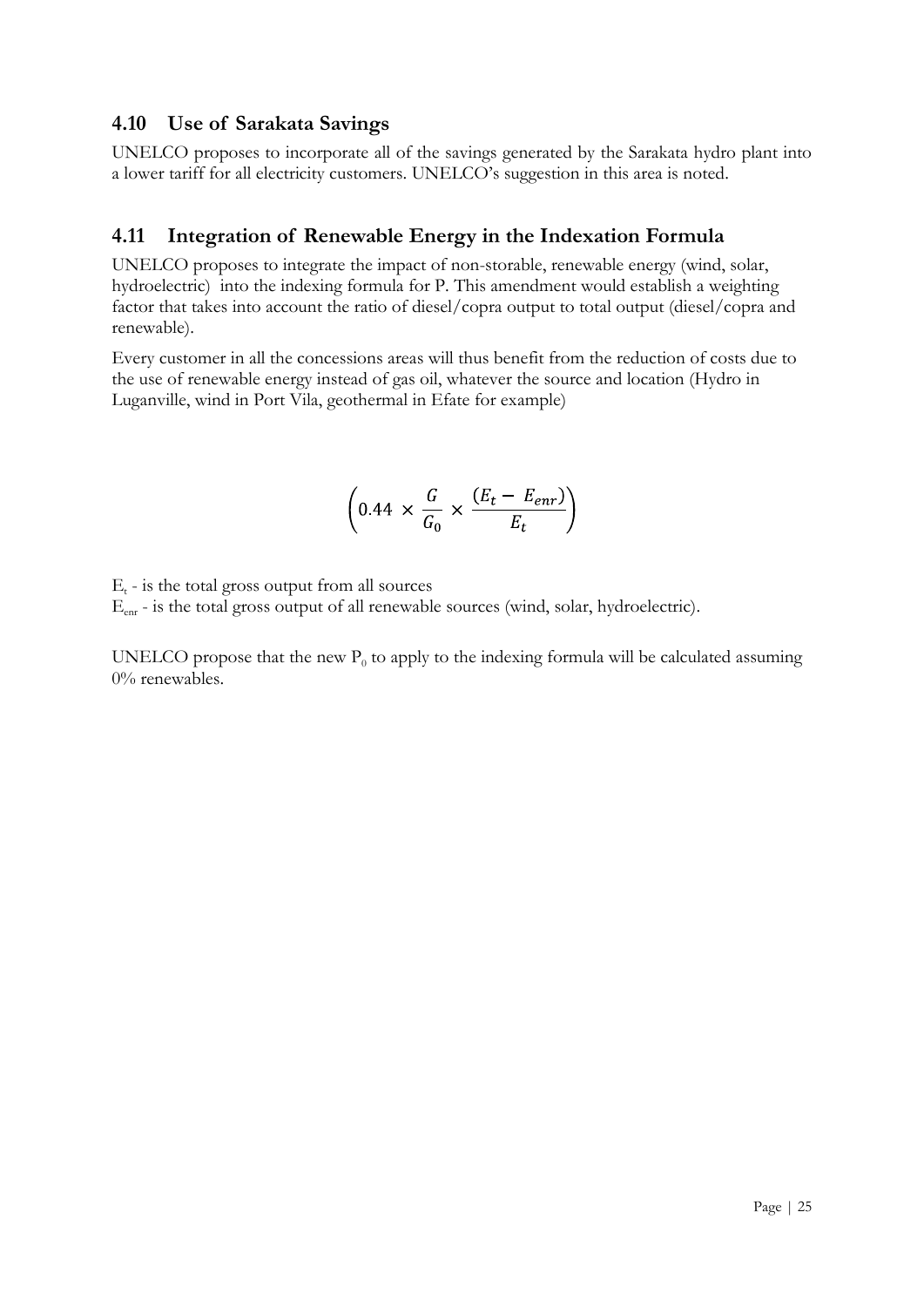## 4.10 Use of Sarakata Savings

UNELCO proposes to incorporate all of the savings generated by the Sarakata hydro plant into a lower tariff for all electricity customers. UNELCO's suggestion in this area is noted.

## 4.11 Integration of Renewable Energy in the Indexation Formula

UNELCO proposes to integrate the impact of non-storable, renewable energy (wind, solar, hydroelectric) into the indexing formula for P. This amendment would establish a weighting factor that takes into account the ratio of diesel/copra output to total output (diesel/copra and renewable).

Every customer in all the concessions areas will thus benefit from the reduction of costs due to the use of renewable energy instead of gas oil, whatever the source and location (Hydro in Luganville, wind in Port Vila, geothermal in Efate for example)

$$\left(0.44 \times \frac{G}{G_0} \times \frac{(E_t - E_{enr})}{E_t}\right)$$

$E_t$ - is the total gross output from all sources

$E_{enr}$ - is the total gross output of all renewable sources (wind, solar, hydroelectric).

UNELCO propose that the new $P_0$ to apply to the indexing formula will be calculated assuming 0% renewables.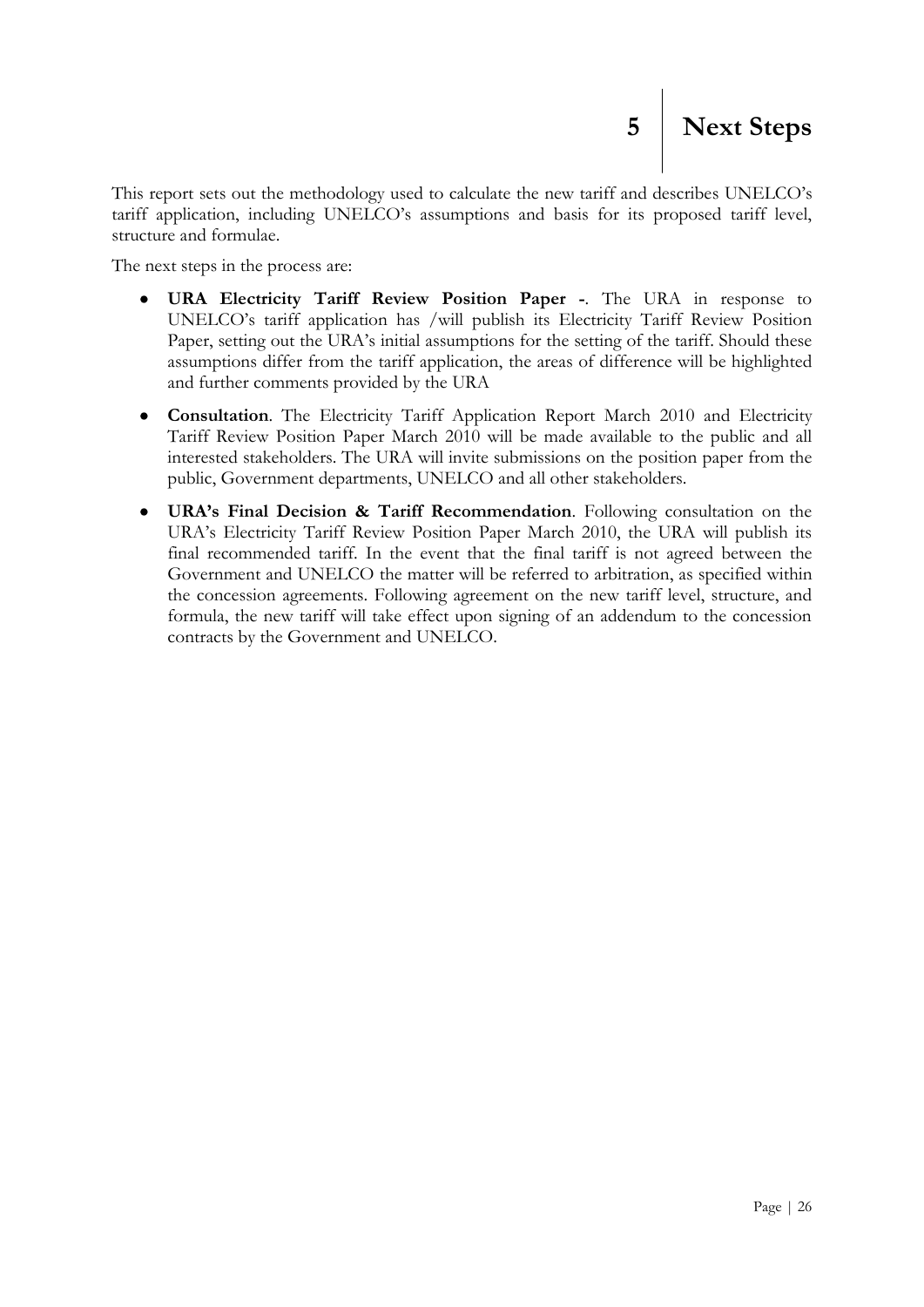# 5 Next Steps

This report sets out the methodology used to calculate the new tariff and describes UNELCO's tariff application, including UNELCO's assumptions and basis for its proposed tariff level, structure and formulae.

The next steps in the process are:

- **URA Electricity Tariff Review Position Paper -**. The URA in response to UNELCO's tariff application has /will publish its Electricity Tariff Review Position Paper, setting out the URA's initial assumptions for the setting of the tariff. Should these assumptions differ from the tariff application, the areas of difference will be highlighted and further comments provided by the URA
- **Consultation**. The Electricity Tariff Application Report March 2010 and Electricity Tariff Review Position Paper March 2010 will be made available to the public and all interested stakeholders. The URA will invite submissions on the position paper from the public, Government departments, UNELCO and all other stakeholders.
- **URA's Final Decision & Tariff Recommendation**. Following consultation on the URA's Electricity Tariff Review Position Paper March 2010, the URA will publish its final recommended tariff. In the event that the final tariff is not agreed between the Government and UNELCO the matter will be referred to arbitration, as specified within the concession agreements. Following agreement on the new tariff level, structure, and formula, the new tariff will take effect upon signing of an addendum to the concession contracts by the Government and UNELCO.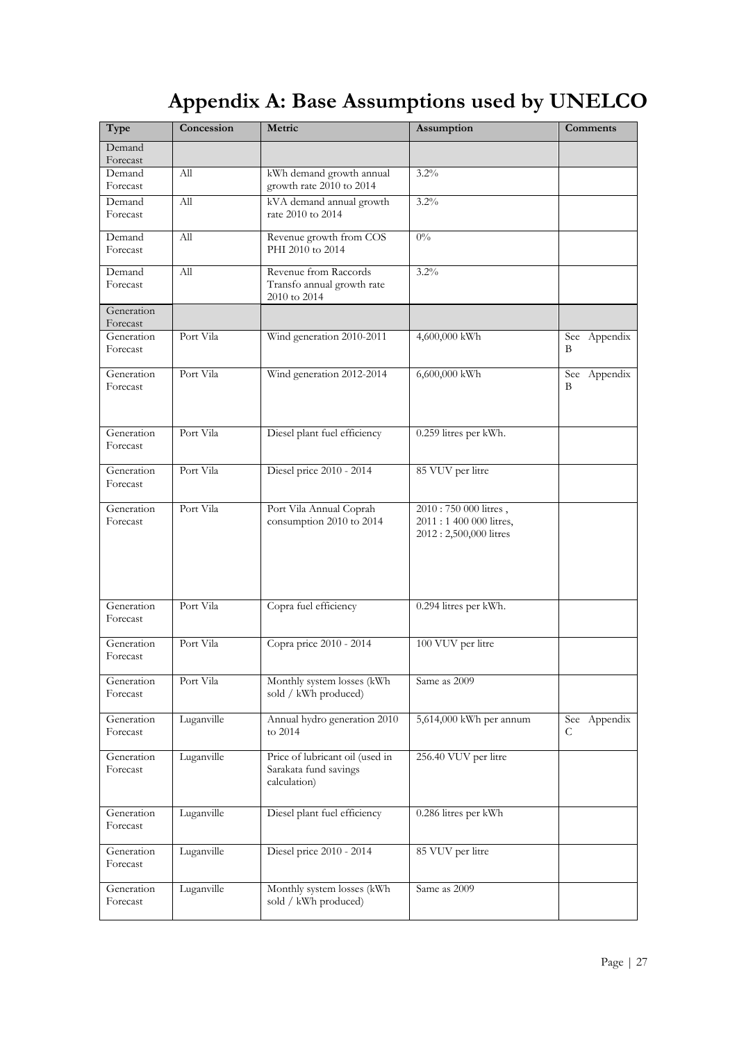# Appendix A: Base Assumptions used by UNELCO

| Type | Concession | Metric | Assumption | Comments |
|---|---|---|---|---|
| Demand Forecast | | | | |
| Demand Forecast | All | kWh demand growth annual growth rate 2010 to 2014 | 3.2% | |
| Demand Forecast | All | kVA demand annual growth rate 2010 to 2014 | 3.2% | |
| Demand Forecast | All | Revenue growth from COS PHI 2010 to 2014 | 0% | |
| Demand Forecast | All | Revenue from Raccords Transfo annual growth rate 2010 to 2014 | 3.2% | |
| Generation Forecast | | | | |
| Generation Forecast | Port Vila | Wind generation 2010-2011 | 4,600,000 kWh | See Appendix B |
| Generation Forecast | Port Vila | Wind generation 2012-2014 | 6,600,000 kWh | See Appendix B |
| Generation Forecast | Port Vila | Diesel plant fuel efficiency | 0.259 litres per kWh. | |
| Generation Forecast | Port Vila | Diesel price 2010 - 2014 | 85 VUV per litre | |
| Generation Forecast | Port Vila | Port Vila Annual Coprah consumption 2010 to 2014 | 2010 : 750 000 litres , 2011 : 1 400 000 litres, 2012 : 2,500,000 litres | |
| Generation Forecast | Port Vila | Copra fuel efficiency | 0.294 litres per kWh. | |
| Generation Forecast | Port Vila | Copra price 2010 - 2014 | 100 VUV per litre | |
| Generation Forecast | Port Vila | Monthly system losses (kWh sold / kWh produced) | Same as 2009 | |
| Generation Forecast | Luganville | Annual hydro generation 2010 to 2014 | 5,614,000 kWh per annum | See Appendix C |
| Generation Forecast | Luganville | Price of lubricant oil (used in Sarakata fund savings calculation) | 256.40 VUV per litre | |
| Generation Forecast | Luganville | Diesel plant fuel efficiency | 0.286 litres per kWh | |
| Generation Forecast | Luganville | Diesel price 2010 - 2014 | 85 VUV per litre | |
| Generation Forecast | Luganville | Monthly system losses (kWh sold / kWh produced) | Same as 2009 | |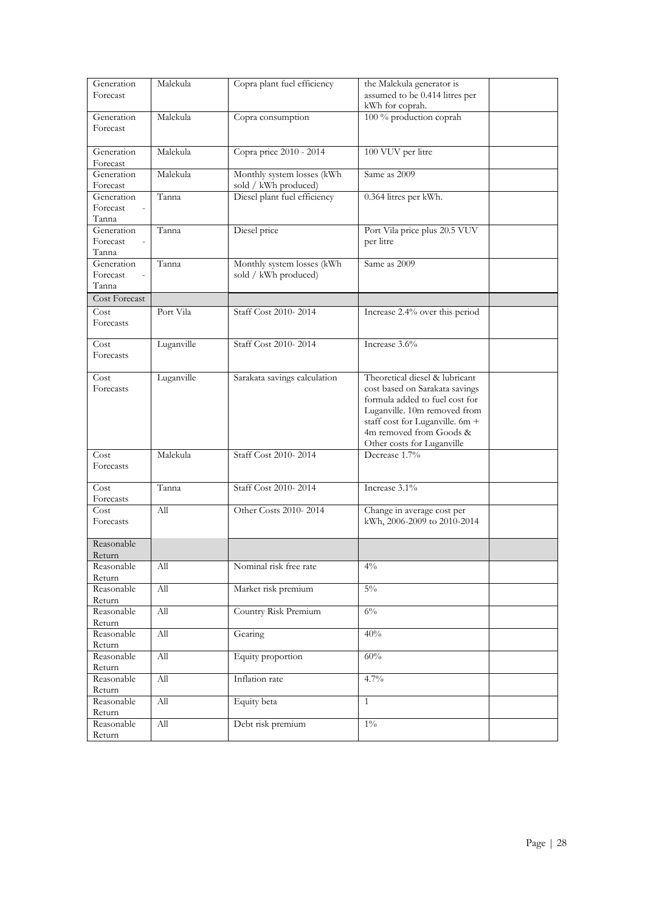| | | | | |
|---|---|---|---|---|
| Generation Forecast | Malekula | Copra plant fuel efficiency | the Malekula generator is assumed to be 0.414 litres per kWh for coprah. | |
| Generation Forecast | Malekula | Copra consumption | 100 % production coprah | |
| Generation Forecast | Malekula | Copra price 2010 - 2014 | 100 VUV per litre | |
| Generation Forecast | Malekula | Monthly system losses (kWh sold / kWh produced) | Same as 2009 | |
| Generation Forecast - Tanna | Tanna | Diesel plant fuel efficiency | 0.364 litres per kWh. | |
| Generation Forecast - Tanna | Tanna | Diesel price | Port Vila price plus 20.5 VUV per litre | |
| Generation Forecast - Tanna | Tanna | Monthly system losses (kWh sold / kWh produced) | Same as 2009 | |
| Cost Forecast | | | | |
| Cost Forecasts | Port Vila | Staff Cost 2010- 2014 | Increase 2.4% over this period | |
| Cost Forecasts | Luganville | Staff Cost 2010- 2014 | Increase 3.6% | |
| Cost Forecasts | Luganville | Sarakata savings calculation | Theoretical diesel & lubricant cost based on Sarakata savings formula added to fuel cost for Luganville. 10m removed from staff cost for Luganville. 6m + 4m removed from Goods & Other costs for Luganville | |
| Cost Forecasts | Malekula | Staff Cost 2010- 2014 | Decrease 1.7% | |
| Cost Forecasts | Tanna | Staff Cost 2010- 2014 | Increase 3.1% | |
| Cost Forecasts | All | Other Costs 2010- 2014 | Change in average cost per kWh, 2006-2009 to 2010-2014 | |
| Reasonable Return | | | | |
| Reasonable Return | All | Nominal risk free rate | 4% | |
| Reasonable Return | All | Market risk premium | 5% | |
| Reasonable Return | All | Country Risk Premium | 6% | |
| Reasonable Return | All | Gearing | 40% | |
| Reasonable Return | All | Equity proportion | 60% | |
| Reasonable Return | All | Inflation rate | 4.7% | |
| Reasonable Return | All | Equity beta | 1 | |
| Reasonable Return | All | Debt risk premium | 1% | |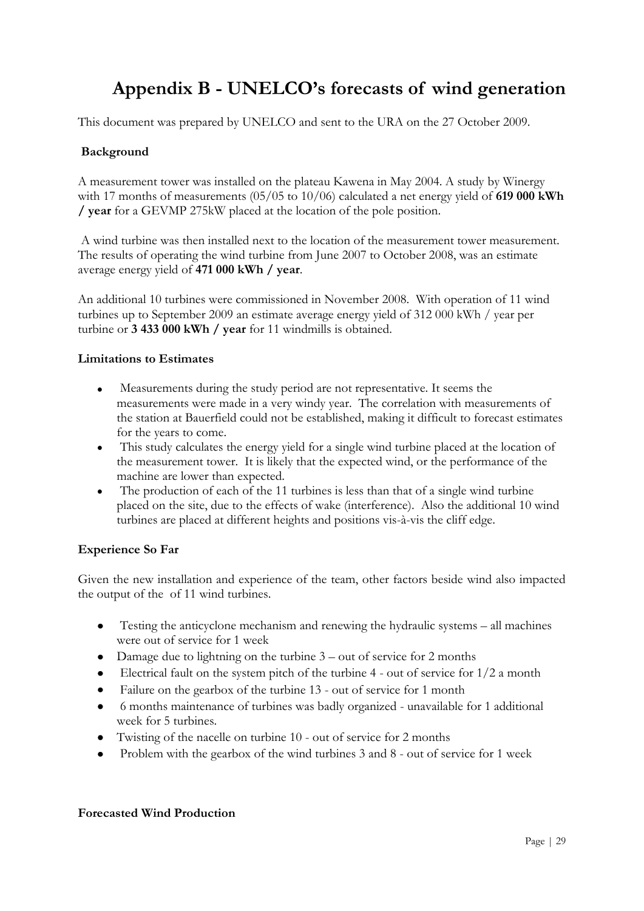# Appendix B - UNELCO's forecasts of wind generation

This document was prepared by UNELCO and sent to the URA on the 27 October 2009.

**Background**

A measurement tower was installed on the plateau Kawena in May 2004. A study by Winergy with 17 months of measurements (05/05 to 10/06) calculated a net energy yield of **619 000 kWh / year** for a GEVMP 275kW placed at the location of the pole position.

A wind turbine was then installed next to the location of the measurement tower measurement. The results of operating the wind turbine from June 2007 to October 2008, was an estimate average energy yield of **471 000 kWh / year**.

An additional 10 turbines were commissioned in November 2008. With operation of 11 wind turbines up to September 2009 an estimate average energy yield of 312 000 kWh / year per turbine or **3 433 000 kWh / year** for 11 windmills is obtained.

**Limitations to Estimates**

- Measurements during the study period are not representative. It seems the measurements were made in a very windy year. The correlation with measurements of the station at Bauerfield could not be established, making it difficult to forecast estimates for the years to come.
- This study calculates the energy yield for a single wind turbine placed at the location of the measurement tower. It is likely that the expected wind, or the performance of the machine are lower than expected.
- The production of each of the 11 turbines is less than that of a single wind turbine placed on the site, due to the effects of wake (interference). Also the additional 10 wind turbines are placed at different heights and positions vis-à-vis the cliff edge.

**Experience So Far**

Given the new installation and experience of the team, other factors beside wind also impacted the output of the of 11 wind turbines.

- Testing the anticyclone mechanism and renewing the hydraulic systems – all machines were out of service for 1 week
- Damage due to lightning on the turbine 3 – out of service for 2 months
- Electrical fault on the system pitch of the turbine 4 - out of service for 1/2 a month
- Failure on the gearbox of the turbine 13 - out of service for 1 month
- 6 months maintenance of turbines was badly organized - unavailable for 1 additional week for 5 turbines.
- Twisting of the nacelle on turbine 10 - out of service for 2 months
- Problem with the gearbox of the wind turbines 3 and 8 - out of service for 1 week

**Forecasted Wind Production**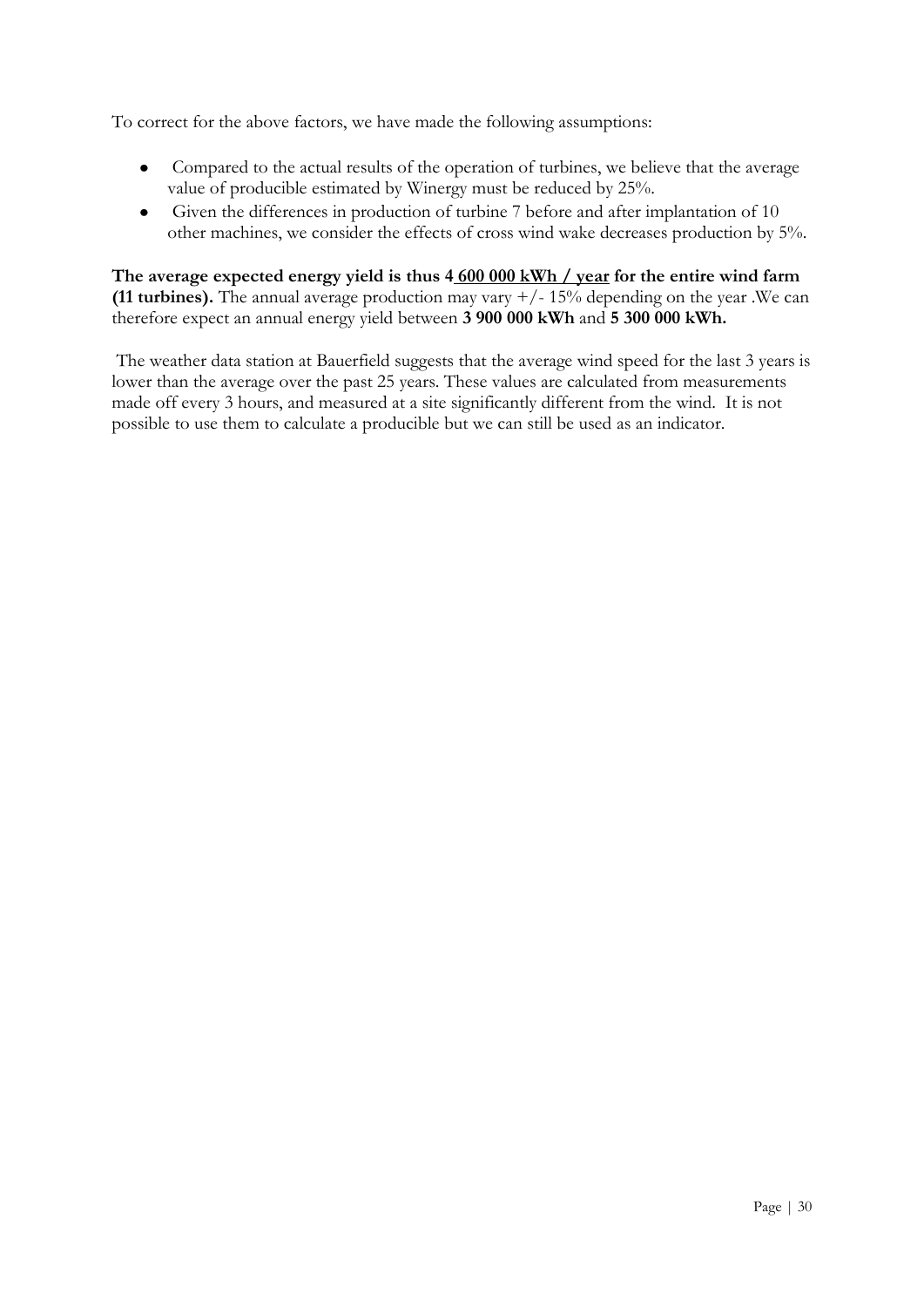To correct for the above factors, we have made the following assumptions:

- Compared to the actual results of the operation of turbines, we believe that the average value of producible estimated by Winergy must be reduced by 25%.
- Given the differences in production of turbine 7 before and after implantation of 10 other machines, we consider the effects of cross wind wake decreases production by 5%.

**The average expected energy yield is thus 4 600 000 kWh / year for the entire wind farm (11 turbines).** The annual average production may vary +/- 15% depending on the year .We can therefore expect an annual energy yield between **3 900 000 kWh** and **5 300 000 kWh.**

The weather data station at Bauerfield suggests that the average wind speed for the last 3 years is lower than the average over the past 25 years. These values are calculated from measurements made off every 3 hours, and measured at a site significantly different from the wind. It is not possible to use them to calculate a producible but we can still be used as an indicator.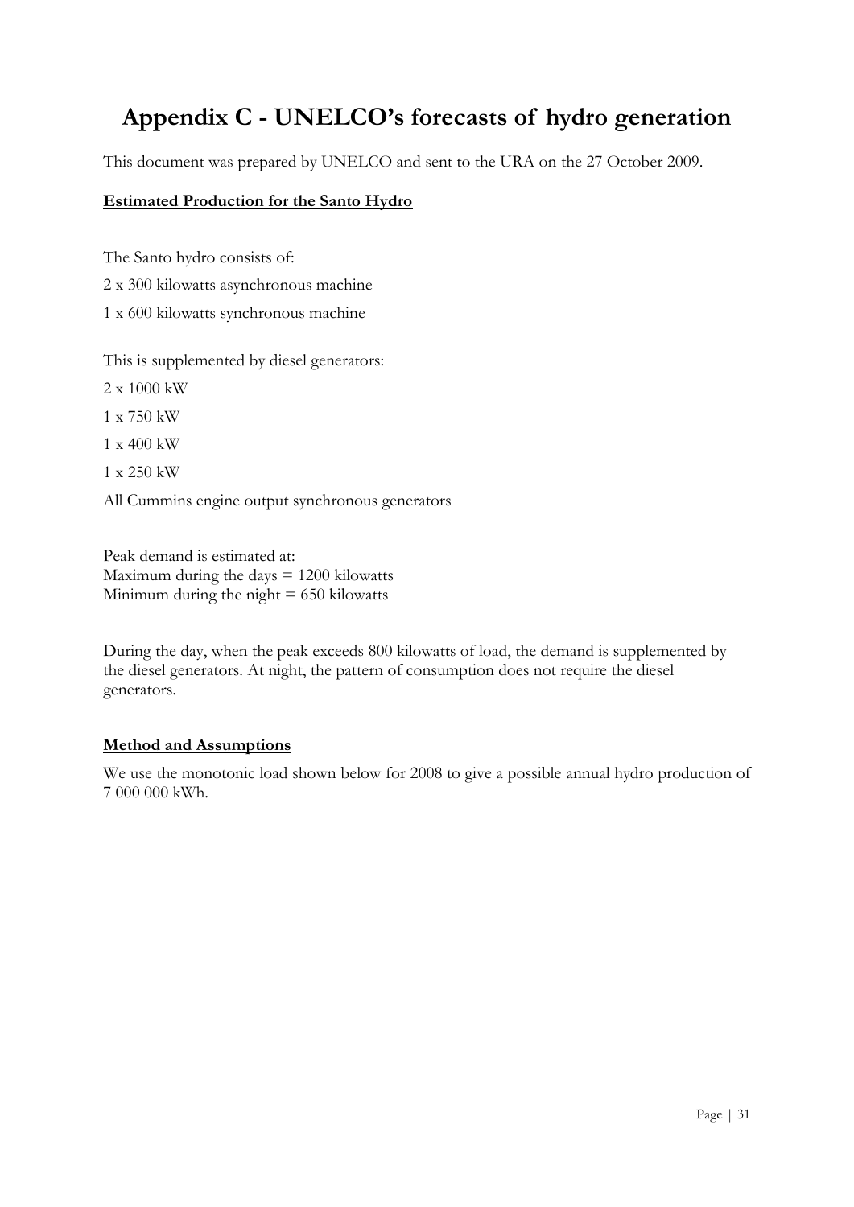# Appendix C - UNELCO's forecasts of hydro generation

This document was prepared by UNELCO and sent to the URA on the 27 October 2009.

**Estimated Production for the Santo Hydro**

The Santo hydro consists of:

2 x 300 kilowatts asynchronous machine

1 x 600 kilowatts synchronous machine

This is supplemented by diesel generators:

2 x 1000 kW

1 x 750 kW

1 x 400 kW

1 x 250 kW

All Cummins engine output synchronous generators

Peak demand is estimated at:
Maximum during the days = 1200 kilowatts
Minimum during the night = 650 kilowatts

During the day, when the peak exceeds 800 kilowatts of load, the demand is supplemented by the diesel generators. At night, the pattern of consumption does not require the diesel generators.

**Method and Assumptions**

We use the monotonic load shown below for 2008 to give a possible annual hydro production of 7 000 000 kWh.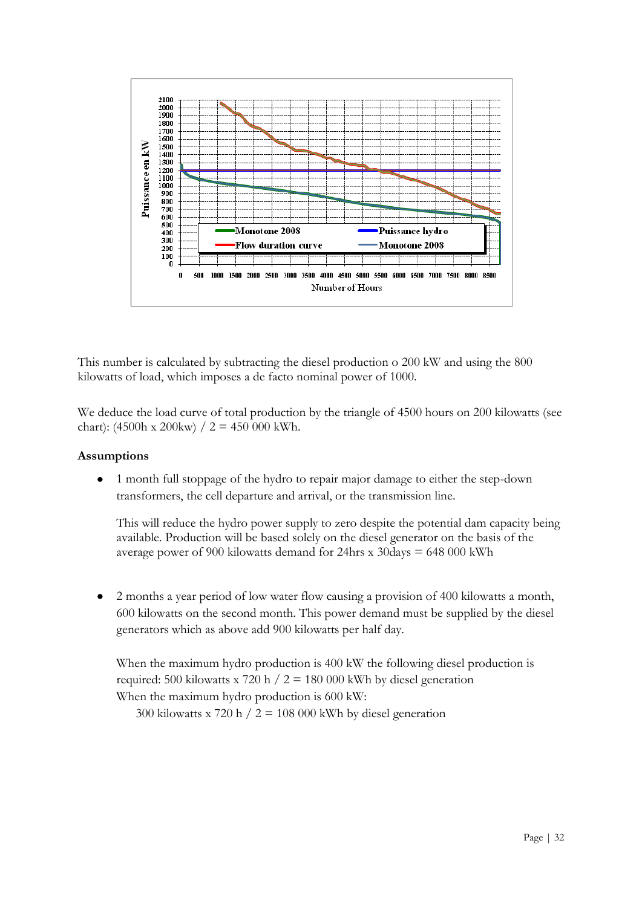This number is calculated by subtracting the diesel production o 200 kW and using the 800 kilowatts of load, which imposes a de facto nominal power of 1000.

We deduce the load curve of total production by the triangle of 4500 hours on 200 kilowatts (see chart): (4500h x 200kw) / 2 = 450 000 kWh.

**Assumptions**

- 1 month full stoppage of the hydro to repair major damage to either the step-down transformers, the cell departure and arrival, or the transmission line.

  This will reduce the hydro power supply to zero despite the potential dam capacity being available. Production will be based solely on the diesel generator on the basis of the average power of 900 kilowatts demand for 24hrs x 30days = 648 000 kWh

- 2 months a year period of low water flow causing a provision of 400 kilowatts a month, 600 kilowatts on the second month. This power demand must be supplied by the diesel generators which as above add 900 kilowatts per half day.

  When the maximum hydro production is 400 kW the following diesel production is required: 500 kilowatts x 720 h / 2 = 180 000 kWh by diesel generation
  When the maximum hydro production is 600 kW:
  300 kilowatts x 720 h / 2 = 108 000 kWh by diesel generation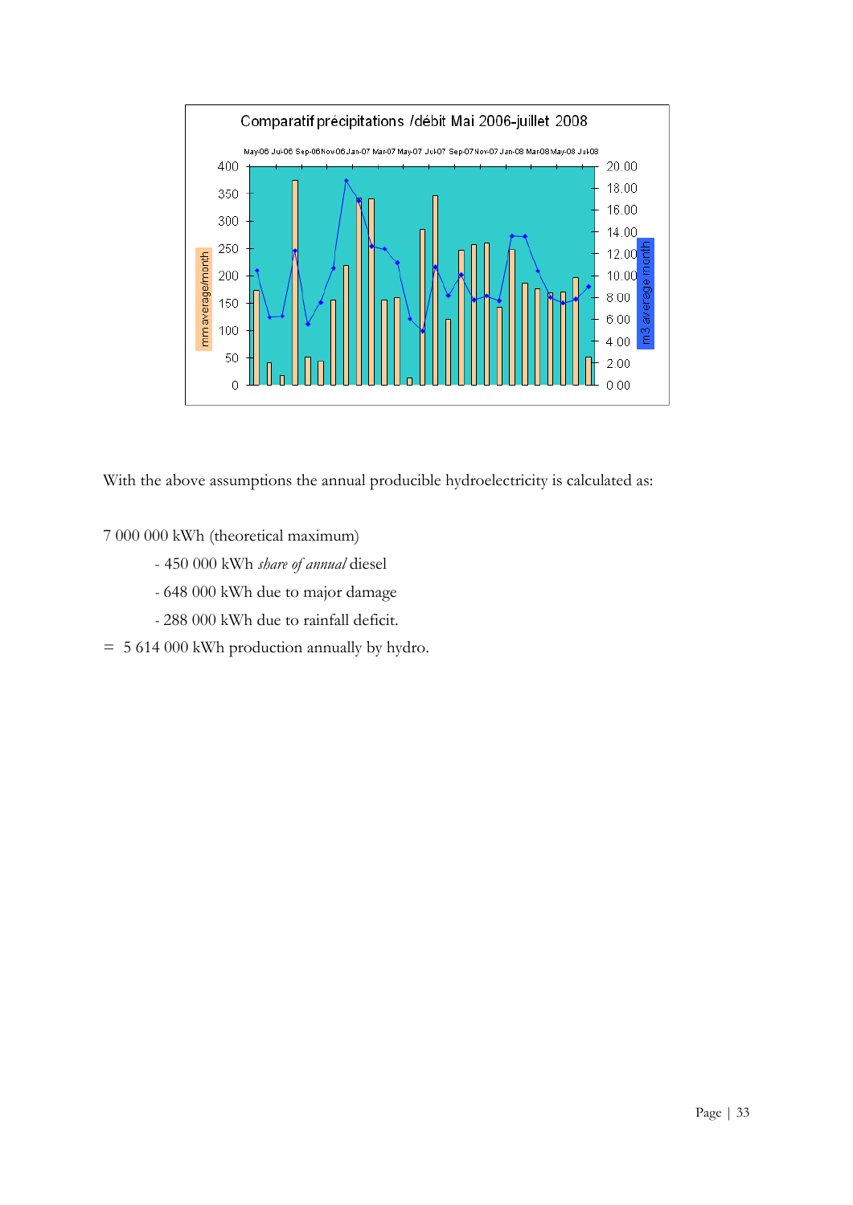Comparatif précipitations /débit Mai 2006-juillet 2008

With the above assumptions the annual producible hydroelectricity is calculated as:

7 000 000 kWh (theoretical maximum)

- 450 000 kWh *share of annual* diesel
- 648 000 kWh due to major damage
- 288 000 kWh due to rainfall deficit.

= 5 614 000 kWh production annually by hydro.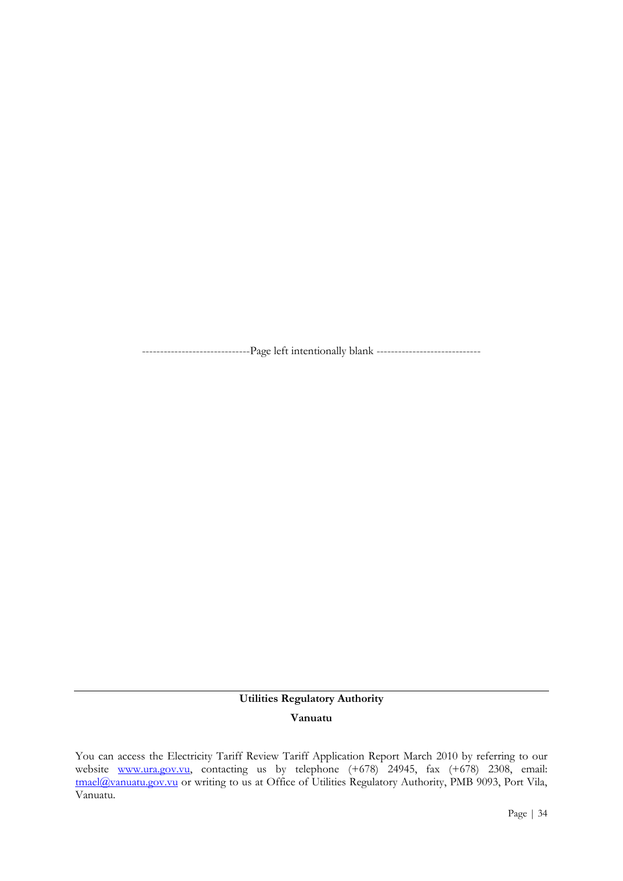-----------------------------Page left intentionally blank -----------------------------

---

**Utilities Regulatory Authority**

**Vanuatu**

You can access the Electricity Tariff Review Tariff Application Report March 2010 by referring to our website [www.ura.gov.vu](www.ura.gov.vu), contacting us by telephone (+678) 24945, fax (+678) 2308, email: [tmael@vanuatu.gov.vu](mailto:tmael@vanuatu.gov.vu) or writing to us at Office of Utilities Regulatory Authority, PMB 9093, Port Vila, Vanuatu.